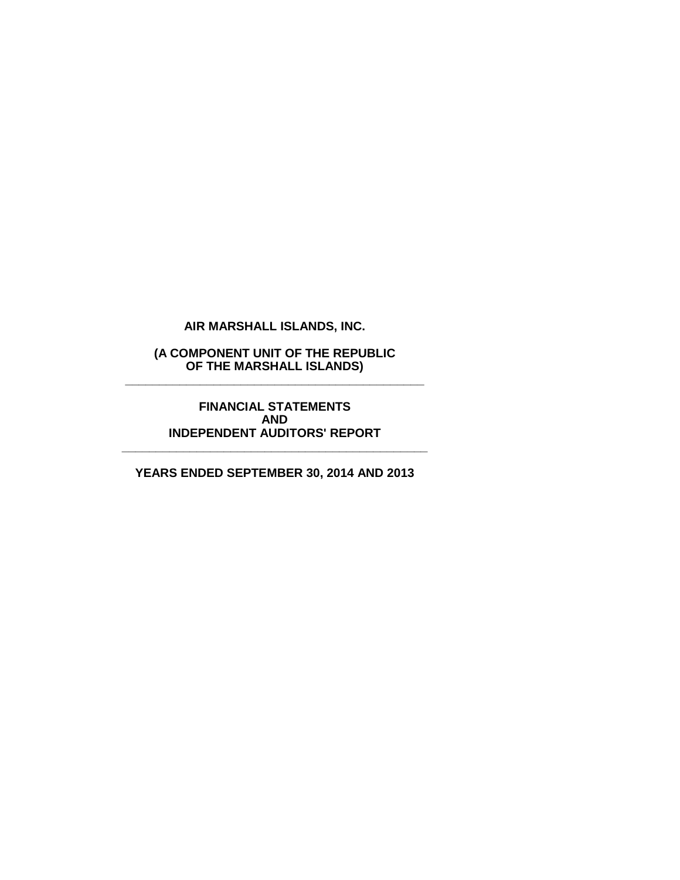# AIR MARSHALL ISLANDS, INC.

**(A COMPONENT UNIT OF THE REPUBLIC OF THE MARSHALL ISLANDS)**

---

**FINANCIAL STATEMENTS AND INDEPENDENT AUDITORS' REPORT**

---

**YEARS ENDED SEPTEMBER 30, 2014 AND 2013**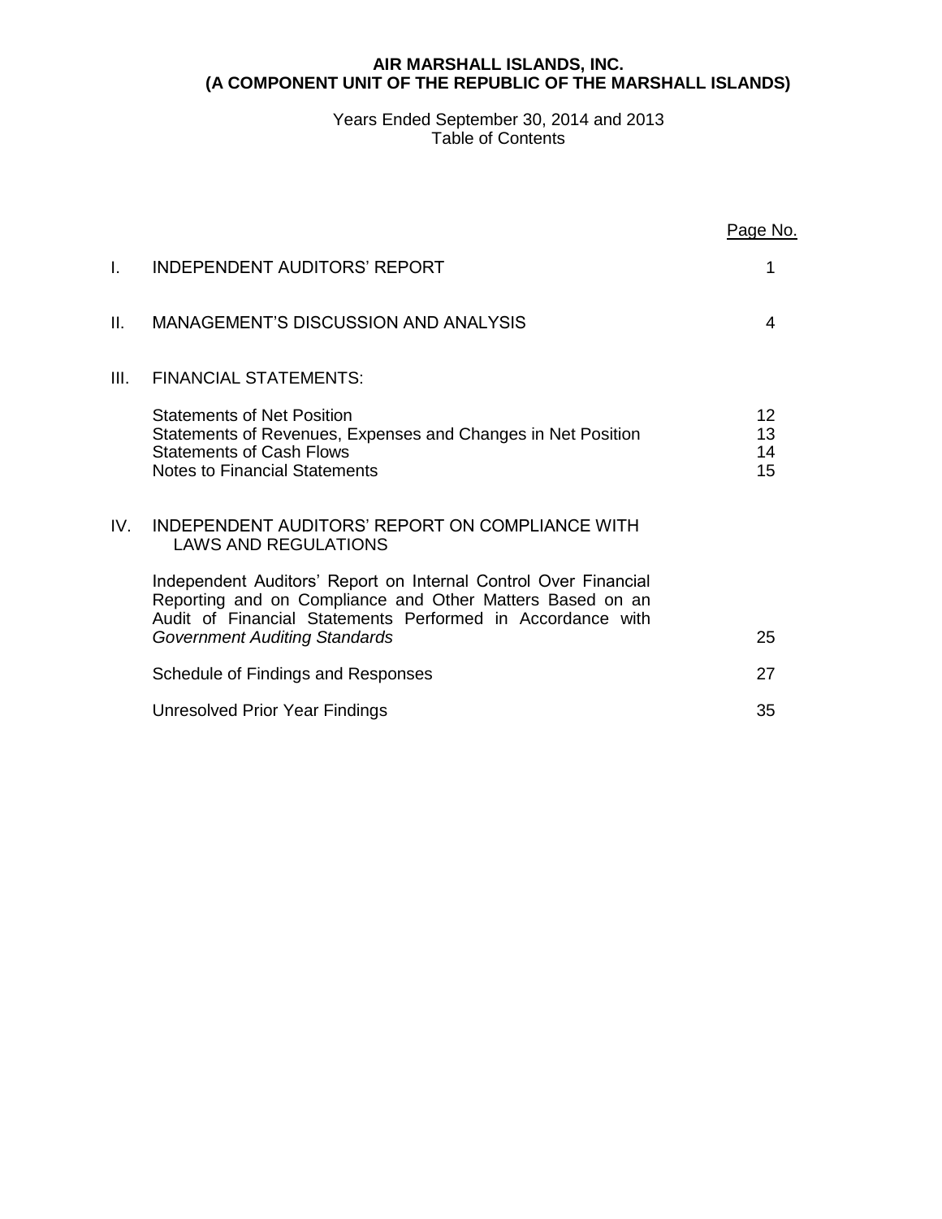# AIR MARSHALL ISLANDS, INC.
# (A COMPONENT UNIT OF THE REPUBLIC OF THE MARSHALL ISLANDS)

Years Ended September 30, 2014 and 2013
Table of Contents

| | | Page No. |
|---|---|---|
| I. | INDEPENDENT AUDITORS' REPORT | 1 |
| II. | MANAGEMENT'S DISCUSSION AND ANALYSIS | 4 |
| III. | FINANCIAL STATEMENTS: | |
| | Statements of Net Position | 12 |
| | Statements of Revenues, Expenses and Changes in Net Position | 13 |
| | Statements of Cash Flows | 14 |
| | Notes to Financial Statements | 15 |
| IV. | INDEPENDENT AUDITORS' REPORT ON COMPLIANCE WITH LAWS AND REGULATIONS | |
| | Independent Auditors' Report on Internal Control Over Financial Reporting and on Compliance and Other Matters Based on an Audit of Financial Statements Performed in Accordance with *Government Auditing Standards* | 25 |
| | Schedule of Findings and Responses | 27 |
| | Unresolved Prior Year Findings | 35 |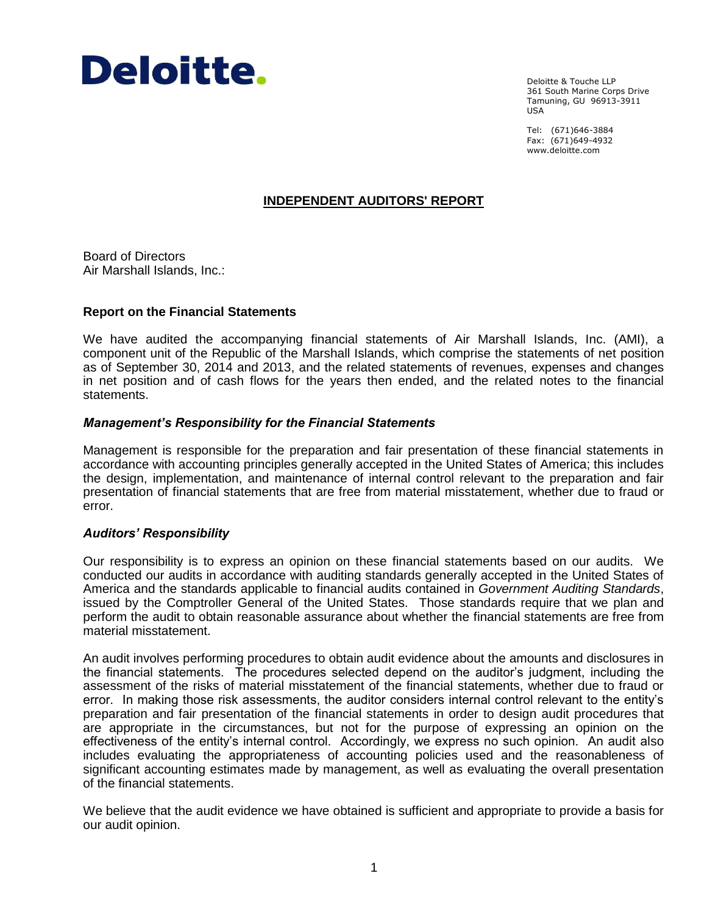Deloitte.

Deloitte & Touche LLP
361 South Marine Corps Drive
Tamuning, GU 96913-3911
USA

Tel: (671)646-3884
Fax: (671)649-4932
www.deloitte.com

## INDEPENDENT AUDITORS' REPORT

Board of Directors
Air Marshall Islands, Inc.:

### Report on the Financial Statements

We have audited the accompanying financial statements of Air Marshall Islands, Inc. (AMI), a component unit of the Republic of the Marshall Islands, which comprise the statements of net position as of September 30, 2014 and 2013, and the related statements of revenues, expenses and changes in net position and of cash flows for the years then ended, and the related notes to the financial statements.

#### *Management's Responsibility for the Financial Statements*

Management is responsible for the preparation and fair presentation of these financial statements in accordance with accounting principles generally accepted in the United States of America; this includes the design, implementation, and maintenance of internal control relevant to the preparation and fair presentation of financial statements that are free from material misstatement, whether due to fraud or error.

#### *Auditors' Responsibility*

Our responsibility is to express an opinion on these financial statements based on our audits. We conducted our audits in accordance with auditing standards generally accepted in the United States of America and the standards applicable to financial audits contained in *Government Auditing Standards*, issued by the Comptroller General of the United States. Those standards require that we plan and perform the audit to obtain reasonable assurance about whether the financial statements are free from material misstatement.

An audit involves performing procedures to obtain audit evidence about the amounts and disclosures in the financial statements. The procedures selected depend on the auditor's judgment, including the assessment of the risks of material misstatement of the financial statements, whether due to fraud or error. In making those risk assessments, the auditor considers internal control relevant to the entity's preparation and fair presentation of the financial statements in order to design audit procedures that are appropriate in the circumstances, but not for the purpose of expressing an opinion on the effectiveness of the entity's internal control. Accordingly, we express no such opinion. An audit also includes evaluating the appropriateness of accounting policies used and the reasonableness of significant accounting estimates made by management, as well as evaluating the overall presentation of the financial statements.

We believe that the audit evidence we have obtained is sufficient and appropriate to provide a basis for our audit opinion.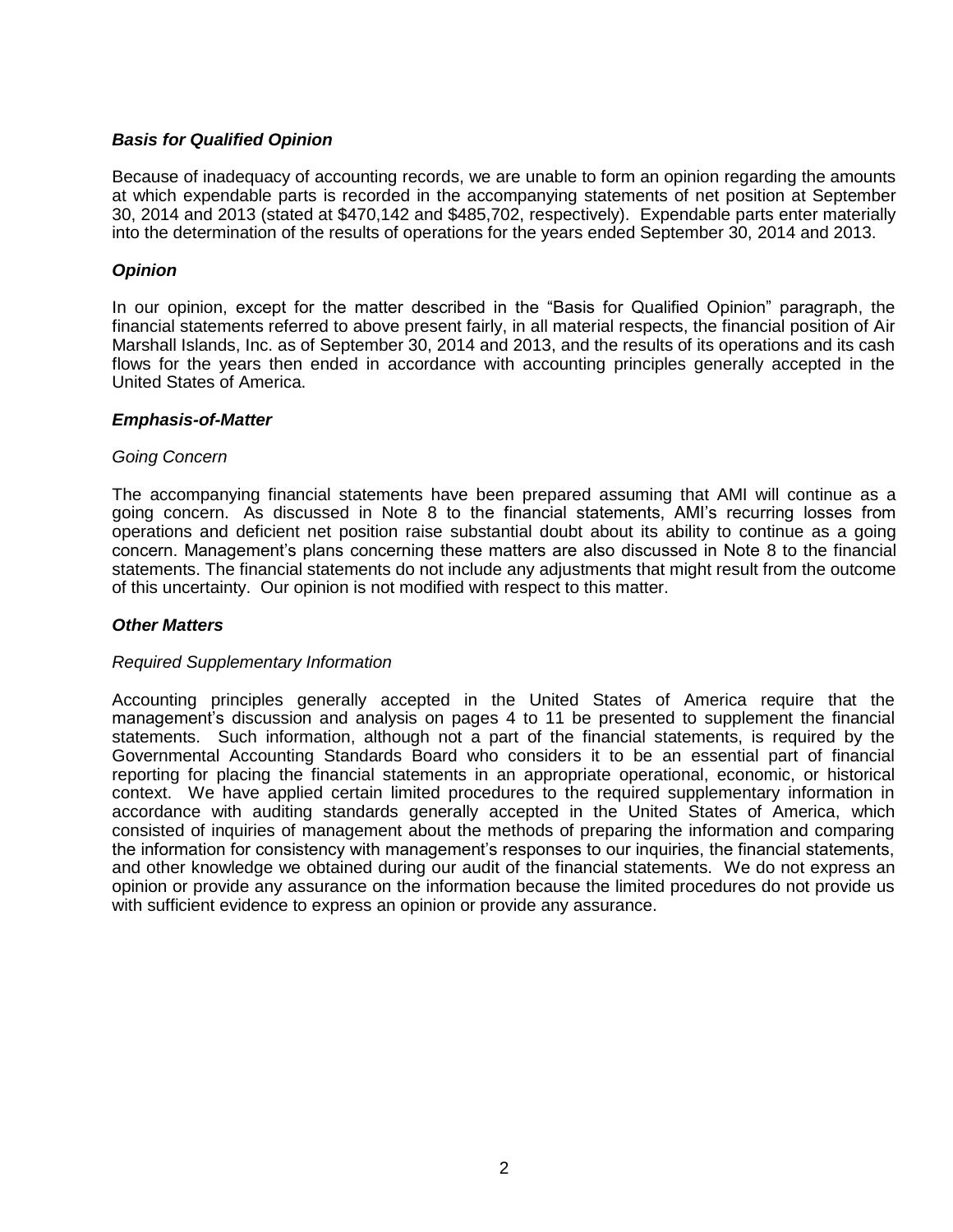***Basis for Qualified Opinion***

Because of inadequacy of accounting records, we are unable to form an opinion regarding the amounts at which expendable parts is recorded in the accompanying statements of net position at September 30, 2014 and 2013 (stated at $470,142 and $485,702, respectively). Expendable parts enter materially into the determination of the results of operations for the years ended September 30, 2014 and 2013.

***Opinion***

In our opinion, except for the matter described in the "Basis for Qualified Opinion" paragraph, the financial statements referred to above present fairly, in all material respects, the financial position of Air Marshall Islands, Inc. as of September 30, 2014 and 2013, and the results of its operations and its cash flows for the years then ended in accordance with accounting principles generally accepted in the United States of America.

***Emphasis-of-Matter***

*Going Concern*

The accompanying financial statements have been prepared assuming that AMI will continue as a going concern. As discussed in Note 8 to the financial statements, AMI's recurring losses from operations and deficient net position raise substantial doubt about its ability to continue as a going concern. Management's plans concerning these matters are also discussed in Note 8 to the financial statements. The financial statements do not include any adjustments that might result from the outcome of this uncertainty. Our opinion is not modified with respect to this matter.

***Other Matters***

*Required Supplementary Information*

Accounting principles generally accepted in the United States of America require that the management's discussion and analysis on pages 4 to 11 be presented to supplement the financial statements. Such information, although not a part of the financial statements, is required by the Governmental Accounting Standards Board who considers it to be an essential part of financial reporting for placing the financial statements in an appropriate operational, economic, or historical context. We have applied certain limited procedures to the required supplementary information in accordance with auditing standards generally accepted in the United States of America, which consisted of inquiries of management about the methods of preparing the information and comparing the information for consistency with management's responses to our inquiries, the financial statements, and other knowledge we obtained during our audit of the financial statements. We do not express an opinion or provide any assurance on the information because the limited procedures do not provide us with sufficient evidence to express an opinion or provide any assurance.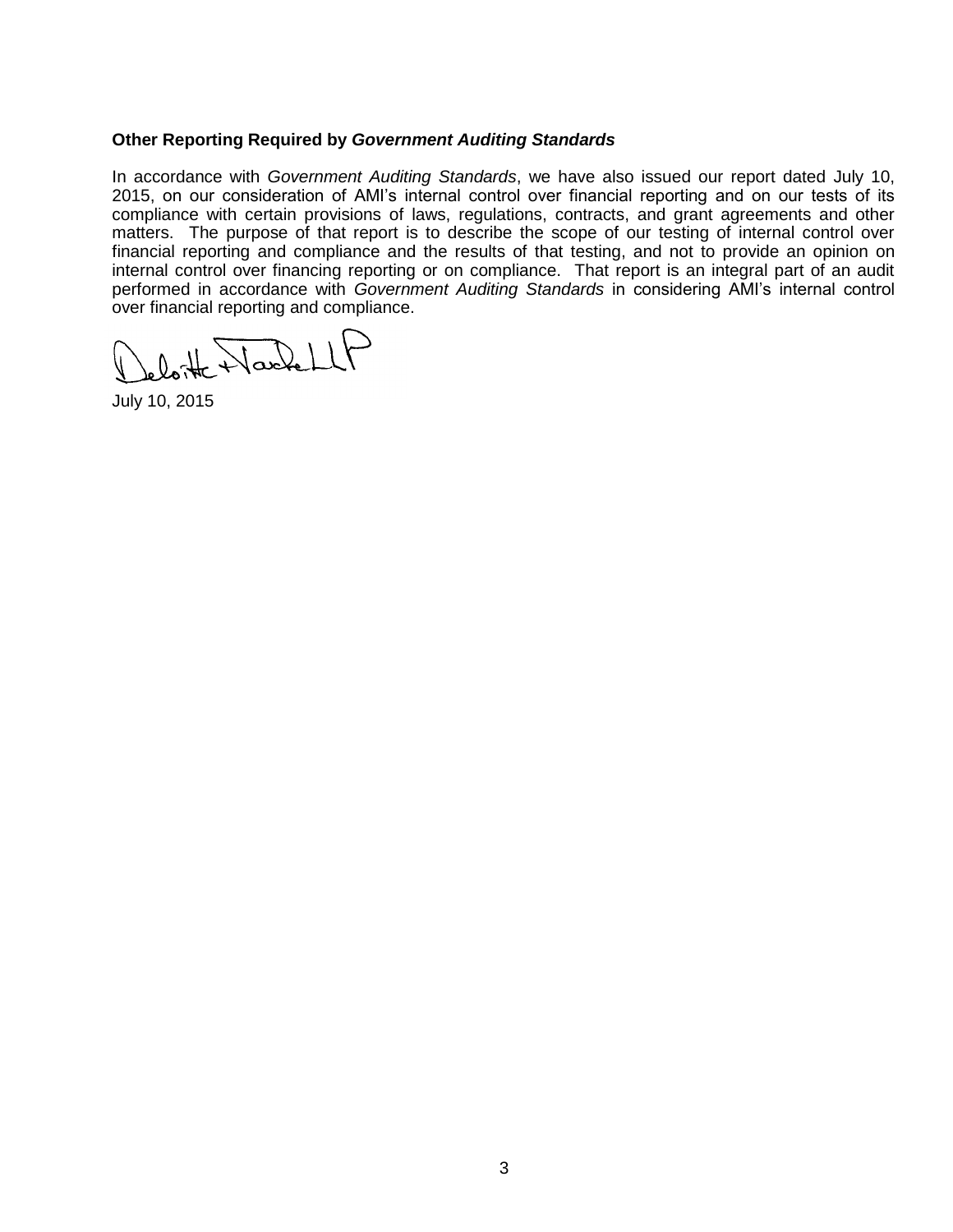**Other Reporting Required by *Government Auditing Standards***

In accordance with *Government Auditing Standards*, we have also issued our report dated July 10, 2015, on our consideration of AMI's internal control over financial reporting and on our tests of its compliance with certain provisions of laws, regulations, contracts, and grant agreements and other matters. The purpose of that report is to describe the scope of our testing of internal control over financial reporting and compliance and the results of that testing, and not to provide an opinion on internal control over financing reporting or on compliance. That report is an integral part of an audit performed in accordance with *Government Auditing Standards* in considering AMI's internal control over financial reporting and compliance.

Deloitte & Touche LLP

July 10, 2015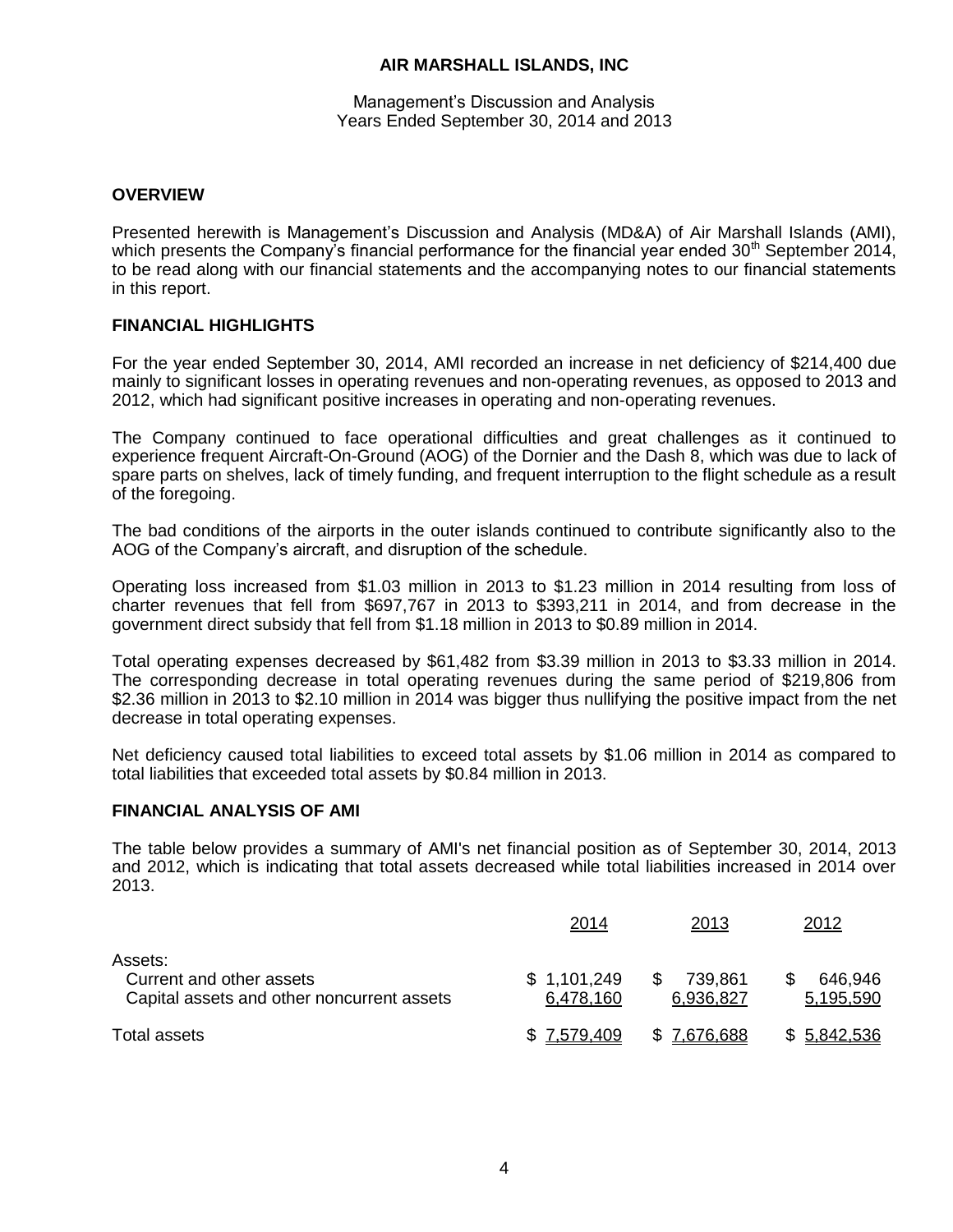# AIR MARSHALL ISLANDS, INC

Management's Discussion and Analysis
Years Ended September 30, 2014 and 2013

## OVERVIEW

Presented herewith is Management's Discussion and Analysis (MD&A) of Air Marshall Islands (AMI), which presents the Company's financial performance for the financial year ended 30th September 2014, to be read along with our financial statements and the accompanying notes to our financial statements in this report.

## FINANCIAL HIGHLIGHTS

For the year ended September 30, 2014, AMI recorded an increase in net deficiency of $214,400 due mainly to significant losses in operating revenues and non-operating revenues, as opposed to 2013 and 2012, which had significant positive increases in operating and non-operating revenues.

The Company continued to face operational difficulties and great challenges as it continued to experience frequent Aircraft-On-Ground (AOG) of the Dornier and the Dash 8, which was due to lack of spare parts on shelves, lack of timely funding, and frequent interruption to the flight schedule as a result of the foregoing.

The bad conditions of the airports in the outer islands continued to contribute significantly also to the AOG of the Company's aircraft, and disruption of the schedule.

Operating loss increased from $1.03 million in 2013 to $1.23 million in 2014 resulting from loss of charter revenues that fell from $697,767 in 2013 to $393,211 in 2014, and from decrease in the government direct subsidy that fell from $1.18 million in 2013 to $0.89 million in 2014.

Total operating expenses decreased by $61,482 from $3.39 million in 2013 to $3.33 million in 2014. The corresponding decrease in total operating revenues during the same period of $219,806 from $2.36 million in 2013 to $2.10 million in 2014 was bigger thus nullifying the positive impact from the net decrease in total operating expenses.

Net deficiency caused total liabilities to exceed total assets by $1.06 million in 2014 as compared to total liabilities that exceeded total assets by $0.84 million in 2013.

## FINANCIAL ANALYSIS OF AMI

The table below provides a summary of AMI's net financial position as of September 30, 2014, 2013 and 2012, which is indicating that total assets decreased while total liabilities increased in 2014 over 2013.

| | 2014 | 2013 | 2012 |
|---|---|---|---|
| Assets: | | | |
| Current and other assets | $ 1,101,249 | $ 739,861 | $ 646,946 |
| Capital assets and other noncurrent assets | 6,478,160 | 6,936,827 | 5,195,590 |
| Total assets | $ 7,579,409 | $ 7,676,688 | $ 5,842,536 |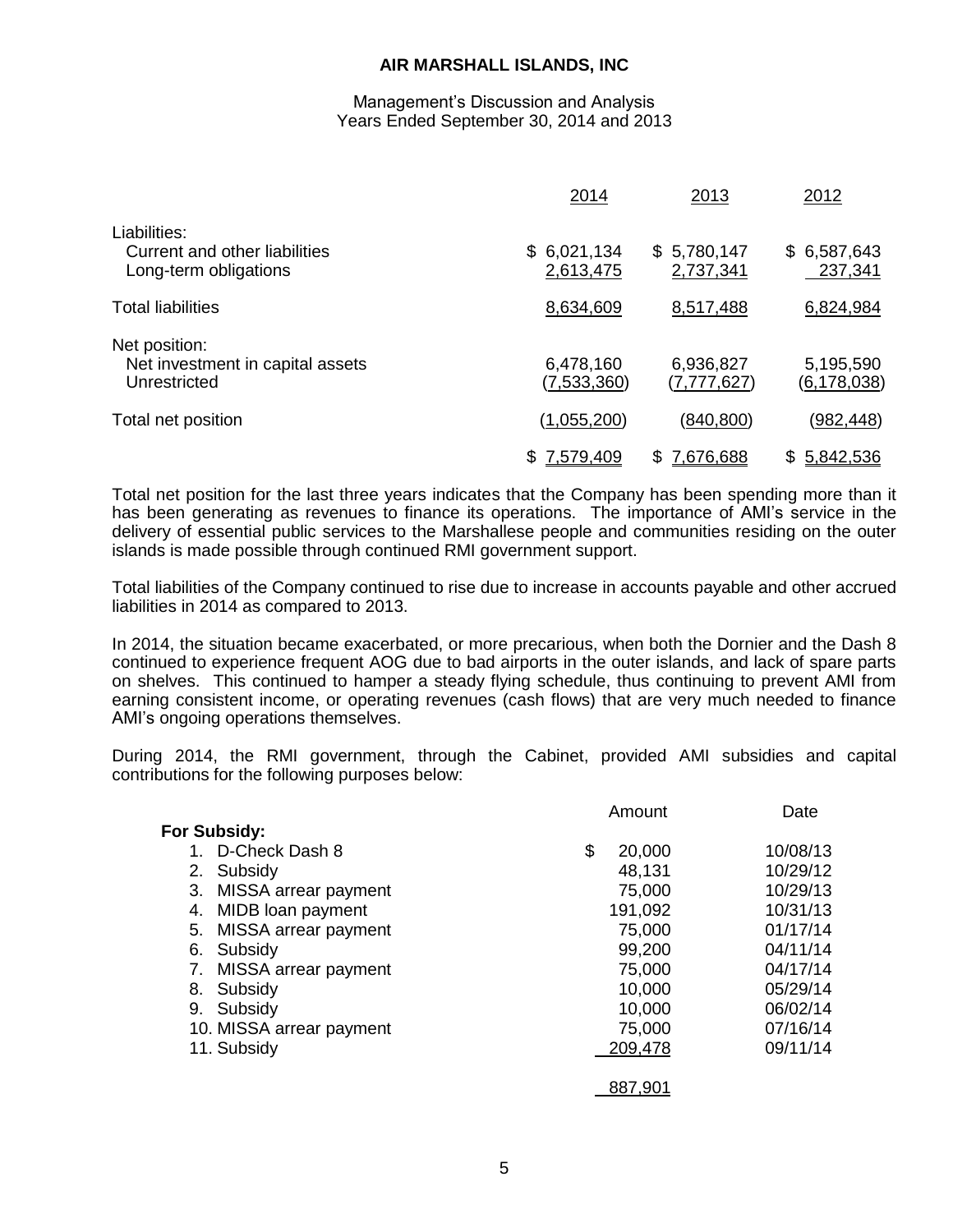# AIR MARSHALL ISLANDS, INC

Management's Discussion and Analysis
Years Ended September 30, 2014 and 2013

| | 2014 | 2013 | 2012 |
|---|---|---|---|
| Liabilities: | | | |
| Current and other liabilities | $ 6,021,134 | $ 5,780,147 | $ 6,587,643 |
| Long-term obligations | 2,613,475 | 2,737,341 | 237,341 |
| Total liabilities | 8,634,609 | 8,517,488 | 6,824,984 |
| Net position: | | | |
| Net investment in capital assets | 6,478,160 | 6,936,827 | 5,195,590 |
| Unrestricted | (7,533,360) | (7,777,627) | (6,178,038) |
| Total net position | (1,055,200) | (840,800) | (982,448) |
| | $ 7,579,409 | $ 7,676,688 | $ 5,842,536 |

Total net position for the last three years indicates that the Company has been spending more than it has been generating as revenues to finance its operations. The importance of AMI's service in the delivery of essential public services to the Marshallese people and communities residing on the outer islands is made possible through continued RMI government support.

Total liabilities of the Company continued to rise due to increase in accounts payable and other accrued liabilities in 2014 as compared to 2013.

In 2014, the situation became exacerbated, or more precarious, when both the Dornier and the Dash 8 continued to experience frequent AOG due to bad airports in the outer islands, and lack of spare parts on shelves. This continued to hamper a steady flying schedule, thus continuing to prevent AMI from earning consistent income, or operating revenues (cash flows) that are very much needed to finance AMI's ongoing operations themselves.

During 2014, the RMI government, through the Cabinet, provided AMI subsidies and capital contributions for the following purposes below:

| | Amount | Date |
|---|---|---|
| **For Subsidy:** | | |
| 1. D-Check Dash 8 | $ 20,000 | 10/08/13 |
| 2. Subsidy | 48,131 | 10/29/12 |
| 3. MISSA arrear payment | 75,000 | 10/29/13 |
| 4. MIDB loan payment | 191,092 | 10/31/13 |
| 5. MISSA arrear payment | 75,000 | 01/17/14 |
| 6. Subsidy | 99,200 | 04/11/14 |
| 7. MISSA arrear payment | 75,000 | 04/17/14 |
| 8. Subsidy | 10,000 | 05/29/14 |
| 9. Subsidy | 10,000 | 06/02/14 |
| 10. MISSA arrear payment | 75,000 | 07/16/14 |
| 11. Subsidy | 209,478 | 09/11/14 |
| | 887,901 | |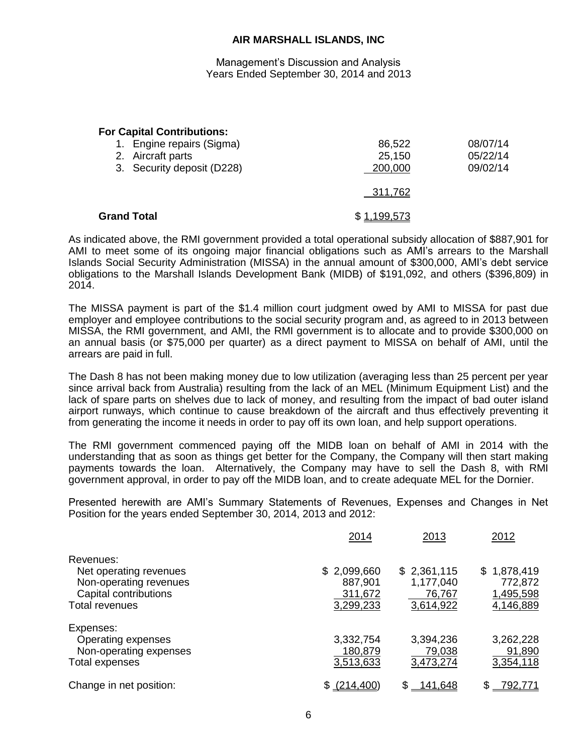**For Capital Contributions:**

| | | |
|---|---|---|
| 1. Engine repairs (Sigma) | 86,522 | 08/07/14 |
| 2. Aircraft parts | 25,150 | 05/22/14 |
| 3. Security deposit (D228) | 200,000 | 09/02/14 |
| | 311,762 | |
| **Grand Total** | $ 1,199,573 | |

As indicated above, the RMI government provided a total operational subsidy allocation of $887,901 for AMI to meet some of its ongoing major financial obligations such as AMI's arrears to the Marshall Islands Social Security Administration (MISSA) in the annual amount of $300,000, AMI's debt service obligations to the Marshall Islands Development Bank (MIDB) of $191,092, and others ($396,809) in 2014.

The MISSA payment is part of the $1.4 million court judgment owed by AMI to MISSA for past due employer and employee contributions to the social security program and, as agreed to in 2013 between MISSA, the RMI government, and AMI, the RMI government is to allocate and to provide $300,000 on an annual basis (or $75,000 per quarter) as a direct payment to MISSA on behalf of AMI, until the arrears are paid in full.

The Dash 8 has not been making money due to low utilization (averaging less than 25 percent per year since arrival back from Australia) resulting from the lack of an MEL (Minimum Equipment List) and the lack of spare parts on shelves due to lack of money, and resulting from the impact of bad outer island airport runways, which continue to cause breakdown of the aircraft and thus effectively preventing it from generating the income it needs in order to pay off its own loan, and help support operations.

The RMI government commenced paying off the MIDB loan on behalf of AMI in 2014 with the understanding that as soon as things get better for the Company, the Company will then start making payments towards the loan. Alternatively, the Company may have to sell the Dash 8, with RMI government approval, in order to pay off the MIDB loan, and to create adequate MEL for the Dornier.

Presented herewith are AMI's Summary Statements of Revenues, Expenses and Changes in Net Position for the years ended September 30, 2014, 2013 and 2012:

| | 2014 | 2013 | 2012 |
|---|---|---|---|
| Revenues: | | | |
| Net operating revenues | $ 2,099,660 | $ 2,361,115 | $ 1,878,419 |
| Non-operating revenues | 887,901 | 1,177,040 | 772,872 |
| Capital contributions | 311,672 | 76,767 | 1,495,598 |
| Total revenues | 3,299,233 | 3,614,922 | 4,146,889 |
| Expenses: | | | |
| Operating expenses | 3,332,754 | 3,394,236 | 3,262,228 |
| Non-operating expenses | 180,879 | 79,038 | 91,890 |
| Total expenses | 3,513,633 | 3,473,274 | 3,354,118 |
| Change in net position: | $ (214,400) | $ 141,648 | $ 792,771 |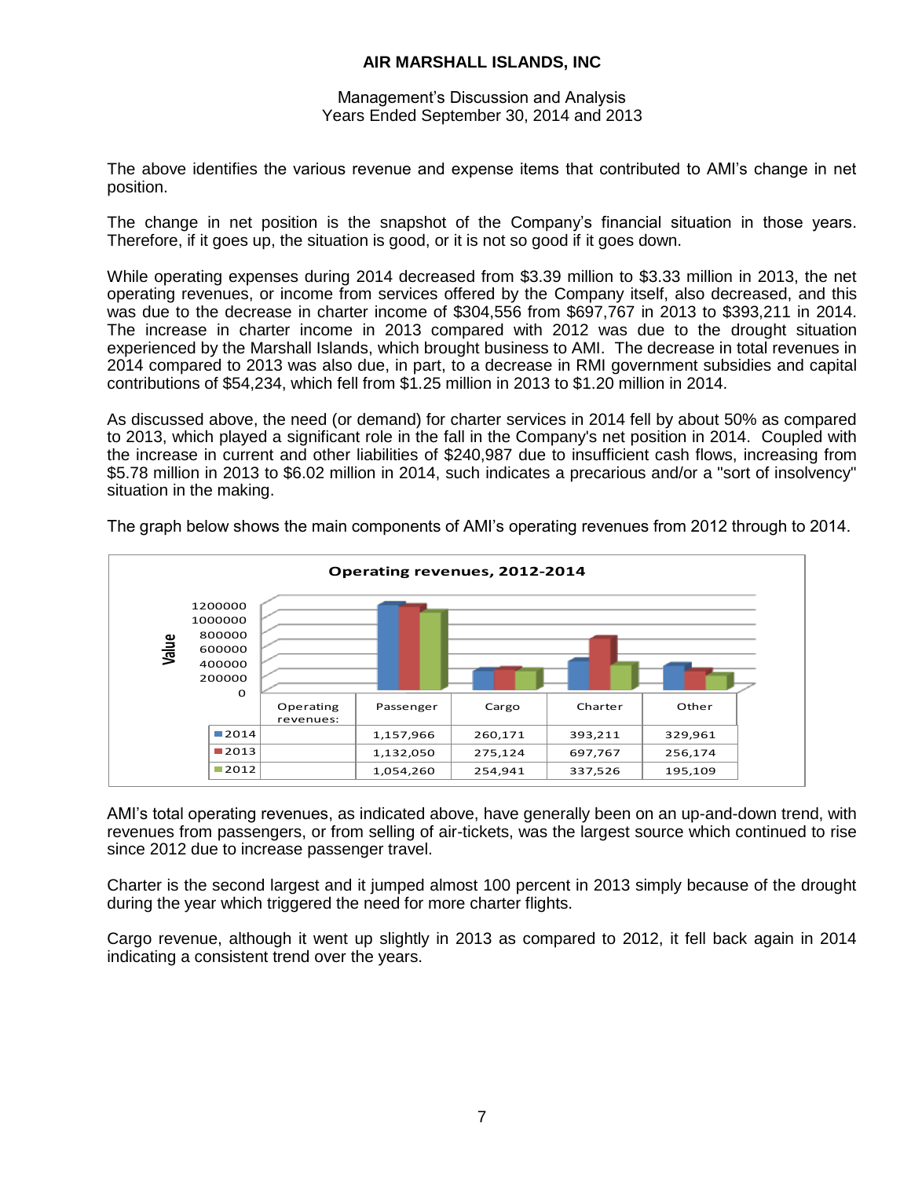# AIR MARSHALL ISLANDS, INC

Management's Discussion and Analysis
Years Ended September 30, 2014 and 2013

The above identifies the various revenue and expense items that contributed to AMI's change in net position.

The change in net position is the snapshot of the Company's financial situation in those years. Therefore, if it goes up, the situation is good, or it is not so good if it goes down.

While operating expenses during 2014 decreased from $3.39 million to $3.33 million in 2013, the net operating revenues, or income from services offered by the Company itself, also decreased, and this was due to the decrease in charter income of $304,556 from $697,767 in 2013 to $393,211 in 2014. The increase in charter income in 2013 compared with 2012 was due to the drought situation experienced by the Marshall Islands, which brought business to AMI. The decrease in total revenues in 2014 compared to 2013 was also due, in part, to a decrease in RMI government subsidies and capital contributions of $54,234, which fell from $1.25 million in 2013 to $1.20 million in 2014.

As discussed above, the need (or demand) for charter services in 2014 fell by about 50% as compared to 2013, which played a significant role in the fall in the Company's net position in 2014. Coupled with the increase in current and other liabilities of $240,987 due to insufficient cash flows, increasing from $5.78 million in 2013 to $6.02 million in 2014, such indicates a precarious and/or a "sort of insolvency" situation in the making.

The graph below shows the main components of AMI's operating revenues from 2012 through to 2014.

**Operating revenues, 2012-2014**

| Operating revenues: | Passenger | Cargo | Charter | Other |
|---|---|---|---|---|
| 2014 | 1,157,966 | 260,171 | 393,211 | 329,961 |
| 2013 | 1,132,050 | 275,124 | 697,767 | 256,174 |
| 2012 | 1,054,260 | 254,941 | 337,526 | 195,109 |

AMI's total operating revenues, as indicated above, have generally been on an up-and-down trend, with revenues from passengers, or from selling of air-tickets, was the largest source which continued to rise since 2012 due to increase passenger travel.

Charter is the second largest and it jumped almost 100 percent in 2013 simply because of the drought during the year which triggered the need for more charter flights.

Cargo revenue, although it went up slightly in 2013 as compared to 2012, it fell back again in 2014 indicating a consistent trend over the years.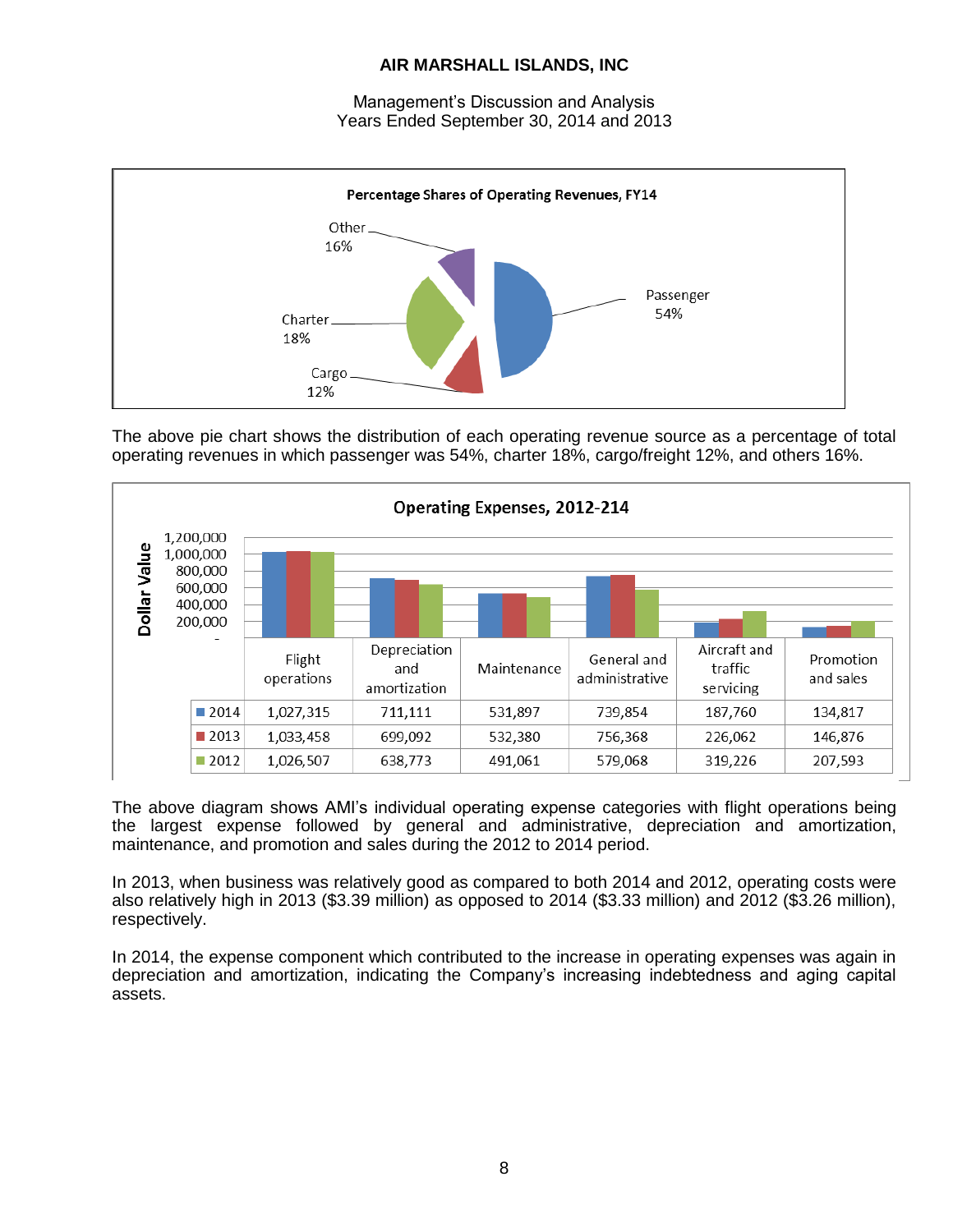# AIR MARSHALL ISLANDS, INC

Management's Discussion and Analysis
Years Ended September 30, 2014 and 2013

**Percentage Shares of Operating Revenues, FY14**

| Source | Share |
|---|---|
| Passenger | 54% |
| Charter | 18% |
| Cargo | 12% |
| Other | 16% |

The above pie chart shows the distribution of each operating revenue source as a percentage of total operating revenues in which passenger was 54%, charter 18%, cargo/freight 12%, and others 16%.

**Operating Expenses, 2012-214**

| | Flight operations | Depreciation and amortization | Maintenance | General and administrative | Aircraft and traffic servicing | Promotion and sales |
|---|---|---|---|---|---|---|
| 2014 | 1,027,315 | 711,111 | 531,897 | 739,854 | 187,760 | 134,817 |
| 2013 | 1,033,458 | 699,092 | 532,380 | 756,368 | 226,062 | 146,876 |
| 2012 | 1,026,507 | 638,773 | 491,061 | 579,068 | 319,226 | 207,593 |

The above diagram shows AMI's individual operating expense categories with flight operations being the largest expense followed by general and administrative, depreciation and amortization, maintenance, and promotion and sales during the 2012 to 2014 period.

In 2013, when business was relatively good as compared to both 2014 and 2012, operating costs were also relatively high in 2013 ($3.39 million) as opposed to 2014 ($3.33 million) and 2012 ($3.26 million), respectively.

In 2014, the expense component which contributed to the increase in operating expenses was again in depreciation and amortization, indicating the Company's increasing indebtedness and aging capital assets.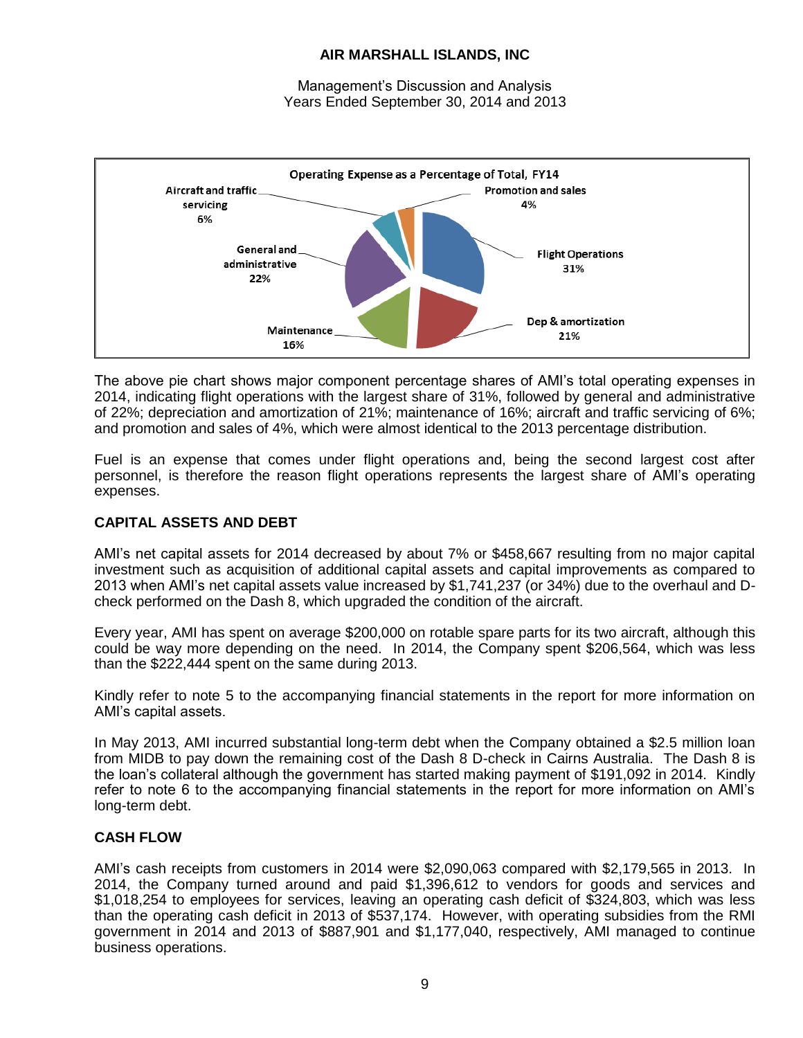Operating Expense as a Percentage of Total, FY14

- Flight Operations 31%
- Dep & amortization 21%
- Maintenance 16%
- General and administrative 22%
- Aircraft and traffic servicing 6%
- Promotion and sales 4%

The above pie chart shows major component percentage shares of AMI's total operating expenses in 2014, indicating flight operations with the largest share of 31%, followed by general and administrative of 22%; depreciation and amortization of 21%; maintenance of 16%; aircraft and traffic servicing of 6%; and promotion and sales of 4%, which were almost identical to the 2013 percentage distribution.

Fuel is an expense that comes under flight operations and, being the second largest cost after personnel, is therefore the reason flight operations represents the largest share of AMI's operating expenses.

## CAPITAL ASSETS AND DEBT

AMI's net capital assets for 2014 decreased by about 7% or $458,667 resulting from no major capital investment such as acquisition of additional capital assets and capital improvements as compared to 2013 when AMI's net capital assets value increased by $1,741,237 (or 34%) due to the overhaul and D-check performed on the Dash 8, which upgraded the condition of the aircraft.

Every year, AMI has spent on average $200,000 on rotable spare parts for its two aircraft, although this could be way more depending on the need. In 2014, the Company spent $206,564, which was less than the $222,444 spent on the same during 2013.

Kindly refer to note 5 to the accompanying financial statements in the report for more information on AMI's capital assets.

In May 2013, AMI incurred substantial long-term debt when the Company obtained a $2.5 million loan from MIDB to pay down the remaining cost of the Dash 8 D-check in Cairns Australia. The Dash 8 is the loan's collateral although the government has started making payment of $191,092 in 2014. Kindly refer to note 6 to the accompanying financial statements in the report for more information on AMI's long-term debt.

## CASH FLOW

AMI's cash receipts from customers in 2014 were $2,090,063 compared with $2,179,565 in 2013. In 2014, the Company turned around and paid $1,396,612 to vendors for goods and services and $1,018,254 to employees for services, leaving an operating cash deficit of $324,803, which was less than the operating cash deficit in 2013 of $537,174. However, with operating subsidies from the RMI government in 2014 and 2013 of $887,901 and $1,177,040, respectively, AMI managed to continue business operations.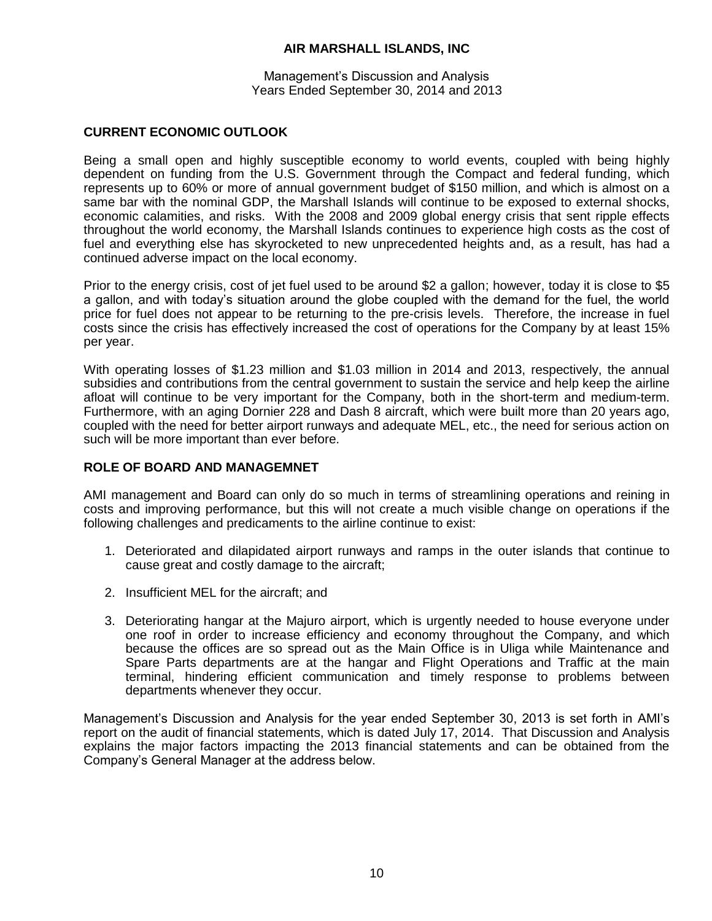## CURRENT ECONOMIC OUTLOOK

Being a small open and highly susceptible economy to world events, coupled with being highly dependent on funding from the U.S. Government through the Compact and federal funding, which represents up to 60% or more of annual government budget of $150 million, and which is almost on a same bar with the nominal GDP, the Marshall Islands will continue to be exposed to external shocks, economic calamities, and risks. With the 2008 and 2009 global energy crisis that sent ripple effects throughout the world economy, the Marshall Islands continues to experience high costs as the cost of fuel and everything else has skyrocketed to new unprecedented heights and, as a result, has had a continued adverse impact on the local economy.

Prior to the energy crisis, cost of jet fuel used to be around $2 a gallon; however, today it is close to $5 a gallon, and with today's situation around the globe coupled with the demand for the fuel, the world price for fuel does not appear to be returning to the pre-crisis levels. Therefore, the increase in fuel costs since the crisis has effectively increased the cost of operations for the Company by at least 15% per year.

With operating losses of $1.23 million and $1.03 million in 2014 and 2013, respectively, the annual subsidies and contributions from the central government to sustain the service and help keep the airline afloat will continue to be very important for the Company, both in the short-term and medium-term. Furthermore, with an aging Dornier 228 and Dash 8 aircraft, which were built more than 20 years ago, coupled with the need for better airport runways and adequate MEL, etc., the need for serious action on such will be more important than ever before.

## ROLE OF BOARD AND MANAGEMNET

AMI management and Board can only do so much in terms of streamlining operations and reining in costs and improving performance, but this will not create a much visible change on operations if the following challenges and predicaments to the airline continue to exist:

1. Deteriorated and dilapidated airport runways and ramps in the outer islands that continue to cause great and costly damage to the aircraft;

2. Insufficient MEL for the aircraft; and

3. Deteriorating hangar at the Majuro airport, which is urgently needed to house everyone under one roof in order to increase efficiency and economy throughout the Company, and which because the offices are so spread out as the Main Office is in Uliga while Maintenance and Spare Parts departments are at the hangar and Flight Operations and Traffic at the main terminal, hindering efficient communication and timely response to problems between departments whenever they occur.

Management's Discussion and Analysis for the year ended September 30, 2013 is set forth in AMI's report on the audit of financial statements, which is dated July 17, 2014. That Discussion and Analysis explains the major factors impacting the 2013 financial statements and can be obtained from the Company's General Manager at the address below.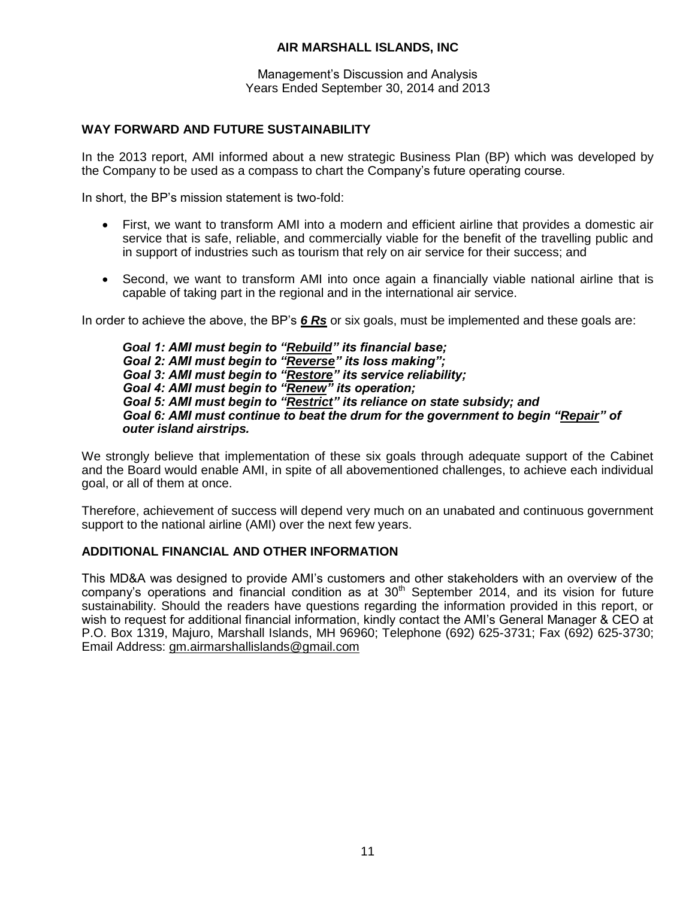## WAY FORWARD AND FUTURE SUSTAINABILITY

In the 2013 report, AMI informed about a new strategic Business Plan (BP) which was developed by the Company to be used as a compass to chart the Company's future operating course.

In short, the BP's mission statement is two-fold:

- First, we want to transform AMI into a modern and efficient airline that provides a domestic air service that is safe, reliable, and commercially viable for the benefit of the travelling public and in support of industries such as tourism that rely on air service for their success; and

- Second, we want to transform AMI into once again a financially viable national airline that is capable of taking part in the regional and in the international air service.

In order to achieve the above, the BP's ***6 Rs*** or six goals, must be implemented and these goals are:

***Goal 1: AMI must begin to "Rebuild" its financial base;***
***Goal 2: AMI must begin to "Reverse" its loss making";***
***Goal 3: AMI must begin to "Restore" its service reliability;***
***Goal 4: AMI must begin to "Renew" its operation;***
***Goal 5: AMI must begin to "Restrict" its reliance on state subsidy; and***
***Goal 6: AMI must continue to beat the drum for the government to begin "Repair" of outer island airstrips.***

We strongly believe that implementation of these six goals through adequate support of the Cabinet and the Board would enable AMI, in spite of all abovementioned challenges, to achieve each individual goal, or all of them at once.

Therefore, achievement of success will depend very much on an unabated and continuous government support to the national airline (AMI) over the next few years.

## ADDITIONAL FINANCIAL AND OTHER INFORMATION

This MD&A was designed to provide AMI's customers and other stakeholders with an overview of the company's operations and financial condition as at 30th September 2014, and its vision for future sustainability. Should the readers have questions regarding the information provided in this report, or wish to request for additional financial information, kindly contact the AMI's General Manager & CEO at P.O. Box 1319, Majuro, Marshall Islands, MH 96960; Telephone (692) 625-3731; Fax (692) 625-3730; Email Address: gm.airmarshallislands@gmail.com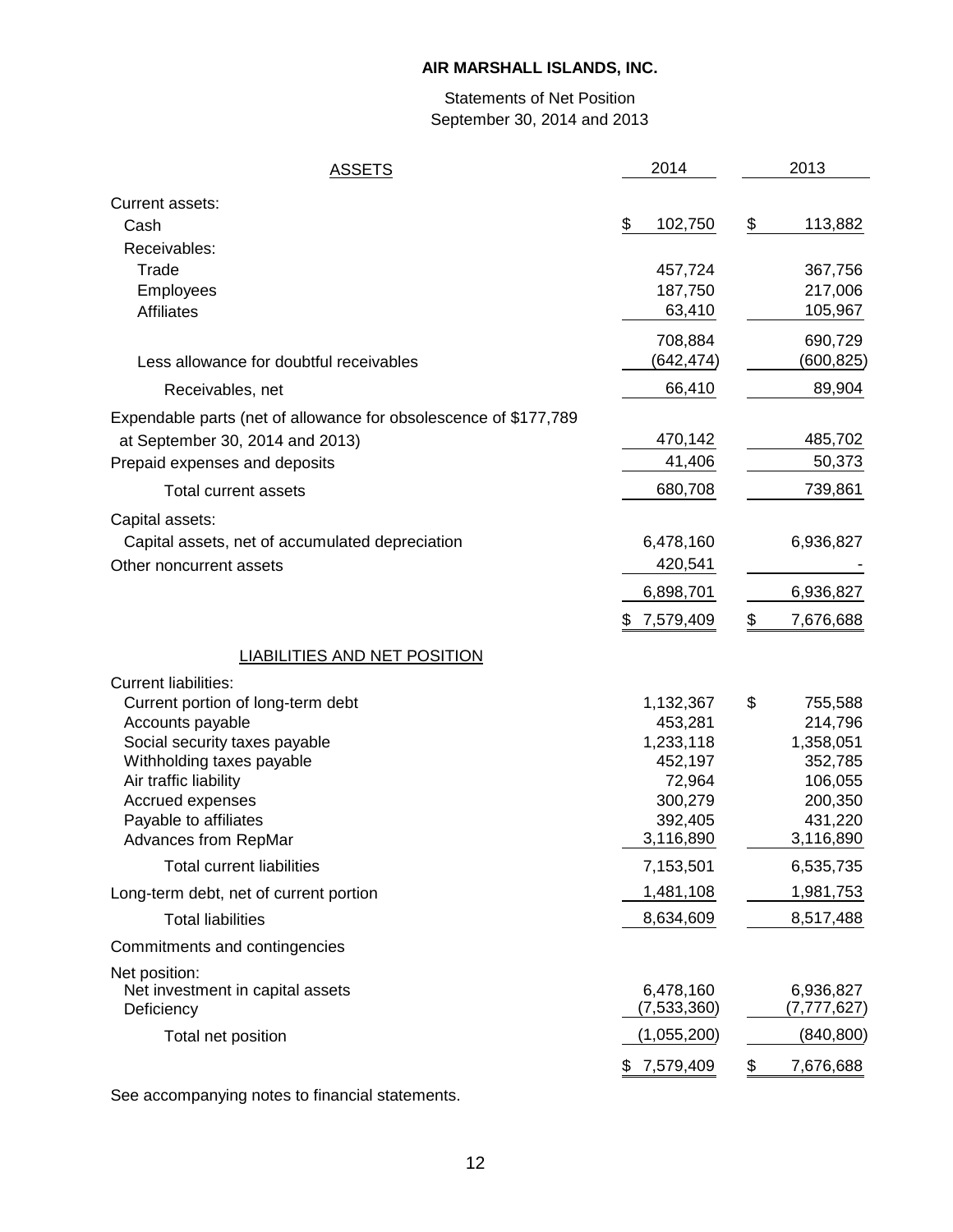# AIR MARSHALL ISLANDS, INC.

Statements of Net Position
September 30, 2014 and 2013

| ASSETS | 2014 | 2013 |
|---|---|---|
| Current assets: | | |
| Cash | $ 102,750 | $ 113,882 |
| Receivables: | | |
| Trade | 457,724 | 367,756 |
| Employees | 187,750 | 217,006 |
| Affiliates | 63,410 | 105,967 |
| | 708,884 | 690,729 |
| Less allowance for doubtful receivables | (642,474) | (600,825) |
| Receivables, net | 66,410 | 89,904 |
| Expendable parts (net of allowance for obsolescence of $177,789 at September 30, 2014 and 2013) | 470,142 | 485,702 |
| Prepaid expenses and deposits | 41,406 | 50,373 |
| Total current assets | 680,708 | 739,861 |
| Capital assets: | | |
| Capital assets, net of accumulated depreciation | 6,478,160 | 6,936,827 |
| Other noncurrent assets | 420,541 | - |
| | 6,898,701 | 6,936,827 |
| | $ 7,579,409 | $ 7,676,688 |
| **LIABILITIES AND NET POSITION** | | |
| Current liabilities: | | |
| Current portion of long-term debt | 1,132,367 | $ 755,588 |
| Accounts payable | 453,281 | 214,796 |
| Social security taxes payable | 1,233,118 | 1,358,051 |
| Withholding taxes payable | 452,197 | 352,785 |
| Air traffic liability | 72,964 | 106,055 |
| Accrued expenses | 300,279 | 200,350 |
| Payable to affiliates | 392,405 | 431,220 |
| Advances from RepMar | 3,116,890 | 3,116,890 |
| Total current liabilities | 7,153,501 | 6,535,735 |
| Long-term debt, net of current portion | 1,481,108 | 1,981,753 |
| Total liabilities | 8,634,609 | 8,517,488 |
| Commitments and contingencies | | |
| Net position: | | |
| Net investment in capital assets | 6,478,160 | 6,936,827 |
| Deficiency | (7,533,360) | (7,777,627) |
| Total net position | (1,055,200) | (840,800) |
| | $ 7,579,409 | $ 7,676,688 |

See accompanying notes to financial statements.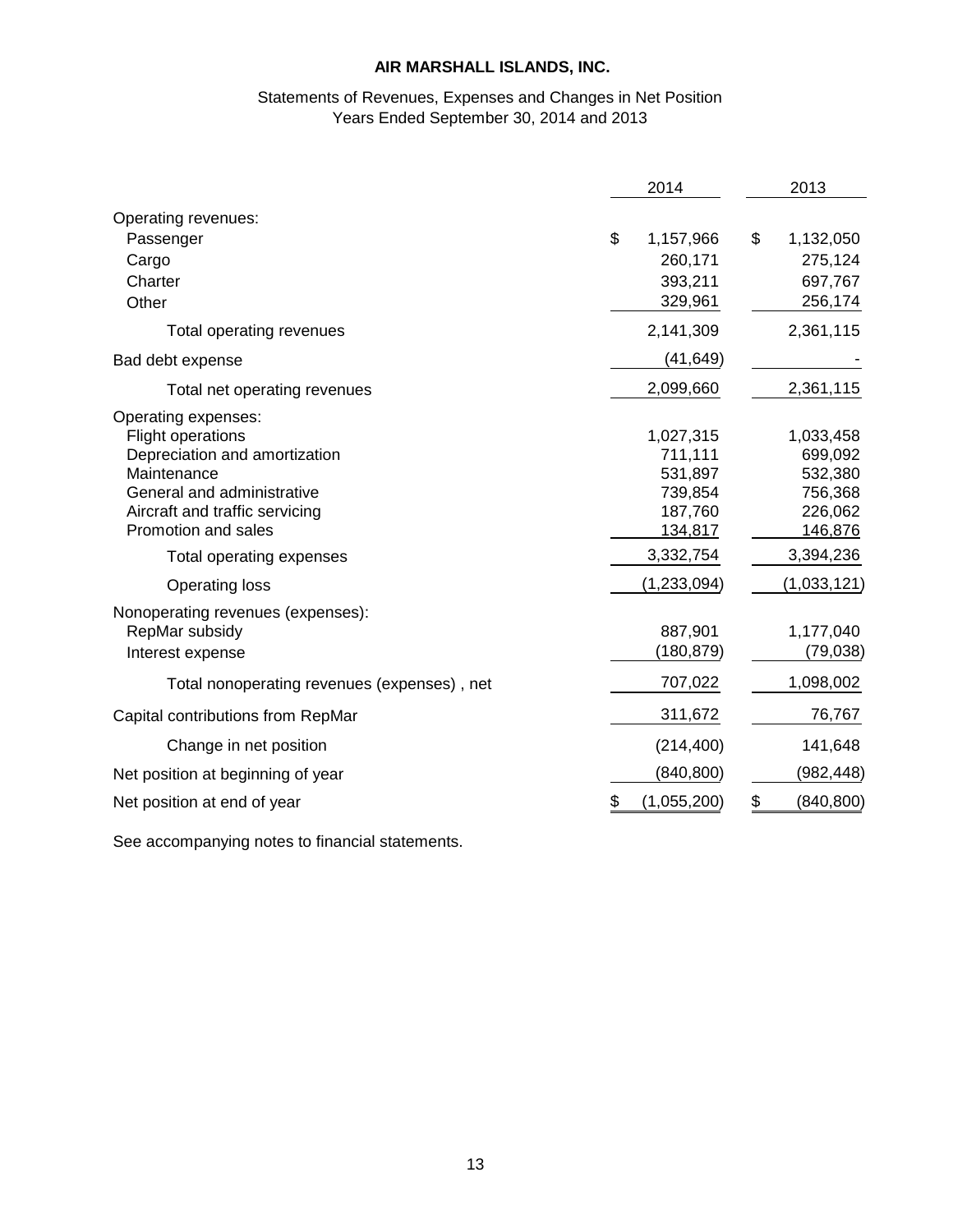# AIR MARSHALL ISLANDS, INC.

Statements of Revenues, Expenses and Changes in Net Position
Years Ended September 30, 2014 and 2013

| | 2014 | 2013 |
|---|---|---|
| Operating revenues: | | |
| Passenger | $ 1,157,966 | $ 1,132,050 |
| Cargo | 260,171 | 275,124 |
| Charter | 393,211 | 697,767 |
| Other | 329,961 | 256,174 |
| Total operating revenues | 2,141,309 | 2,361,115 |
| Bad debt expense | (41,649) | - |
| Total net operating revenues | 2,099,660 | 2,361,115 |
| Operating expenses: | | |
| Flight operations | 1,027,315 | 1,033,458 |
| Depreciation and amortization | 711,111 | 699,092 |
| Maintenance | 531,897 | 532,380 |
| General and administrative | 739,854 | 756,368 |
| Aircraft and traffic servicing | 187,760 | 226,062 |
| Promotion and sales | 134,817 | 146,876 |
| Total operating expenses | 3,332,754 | 3,394,236 |
| Operating loss | (1,233,094) | (1,033,121) |
| Nonoperating revenues (expenses): | | |
| RepMar subsidy | 887,901 | 1,177,040 |
| Interest expense | (180,879) | (79,038) |
| Total nonoperating revenues (expenses) , net | 707,022 | 1,098,002 |
| Capital contributions from RepMar | 311,672 | 76,767 |
| Change in net position | (214,400) | 141,648 |
| Net position at beginning of year | (840,800) | (982,448) |
| Net position at end of year | $ (1,055,200) | $ (840,800) |

See accompanying notes to financial statements.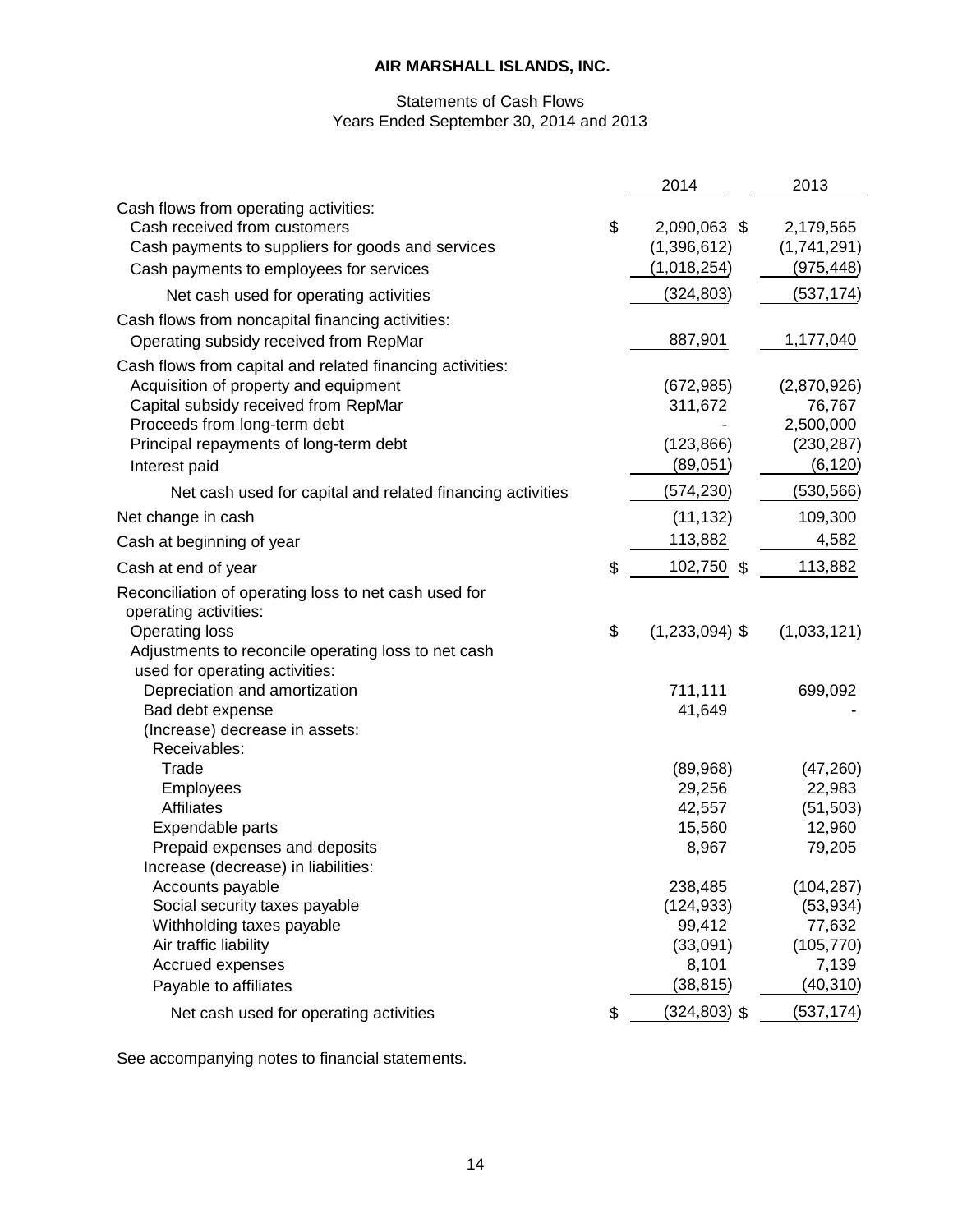# AIR MARSHALL ISLANDS, INC.

Statements of Cash Flows
Years Ended September 30, 2014 and 2013

| | 2014 | 2013 |
|---|---|---|
| Cash flows from operating activities: | | |
| Cash received from customers | $ 2,090,063 | $ 2,179,565 |
| Cash payments to suppliers for goods and services | (1,396,612) | (1,741,291) |
| Cash payments to employees for services | (1,018,254) | (975,448) |
| Net cash used for operating activities | (324,803) | (537,174) |
| Cash flows from noncapital financing activities: | | |
| Operating subsidy received from RepMar | 887,901 | 1,177,040 |
| Cash flows from capital and related financing activities: | | |
| Acquisition of property and equipment | (672,985) | (2,870,926) |
| Capital subsidy received from RepMar | 311,672 | 76,767 |
| Proceeds from long-term debt | - | 2,500,000 |
| Principal repayments of long-term debt | (123,866) | (230,287) |
| Interest paid | (89,051) | (6,120) |
| Net cash used for capital and related financing activities | (574,230) | (530,566) |
| Net change in cash | (11,132) | 109,300 |
| Cash at beginning of year | 113,882 | 4,582 |
| Cash at end of year | $ 102,750 | $ 113,882 |
| Reconciliation of operating loss to net cash used for operating activities: | | |
| Operating loss | $ (1,233,094) | $ (1,033,121) |
| Adjustments to reconcile operating loss to net cash used for operating activities: | | |
| Depreciation and amortization | 711,111 | 699,092 |
| Bad debt expense | 41,649 | - |
| (Increase) decrease in assets: | | |
| Receivables: | | |
| Trade | (89,968) | (47,260) |
| Employees | 29,256 | 22,983 |
| Affiliates | 42,557 | (51,503) |
| Expendable parts | 15,560 | 12,960 |
| Prepaid expenses and deposits | 8,967 | 79,205 |
| Increase (decrease) in liabilities: | | |
| Accounts payable | 238,485 | (104,287) |
| Social security taxes payable | (124,933) | (53,934) |
| Withholding taxes payable | 99,412 | 77,632 |
| Air traffic liability | (33,091) | (105,770) |
| Accrued expenses | 8,101 | 7,139 |
| Payable to affiliates | (38,815) | (40,310) |
| Net cash used for operating activities | $ (324,803) | $ (537,174) |

See accompanying notes to financial statements.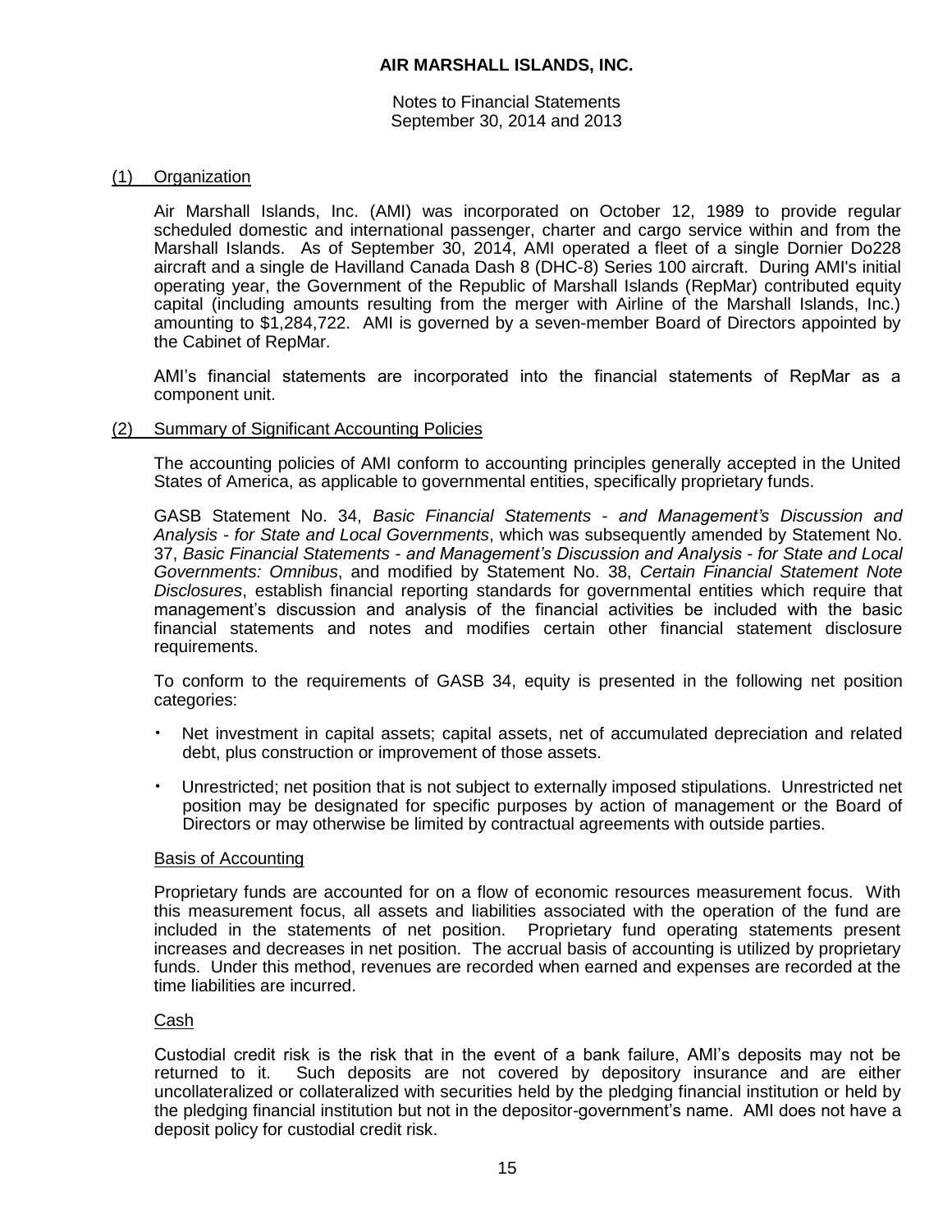# AIR MARSHALL ISLANDS, INC.

Notes to Financial Statements
September 30, 2014 and 2013

## (1) Organization

Air Marshall Islands, Inc. (AMI) was incorporated on October 12, 1989 to provide regular scheduled domestic and international passenger, charter and cargo service within and from the Marshall Islands. As of September 30, 2014, AMI operated a fleet of a single Dornier Do228 aircraft and a single de Havilland Canada Dash 8 (DHC-8) Series 100 aircraft. During AMI's initial operating year, the Government of the Republic of Marshall Islands (RepMar) contributed equity capital (including amounts resulting from the merger with Airline of the Marshall Islands, Inc.) amounting to $1,284,722. AMI is governed by a seven-member Board of Directors appointed by the Cabinet of RepMar.

AMI's financial statements are incorporated into the financial statements of RepMar as a component unit.

## (2) Summary of Significant Accounting Policies

The accounting policies of AMI conform to accounting principles generally accepted in the United States of America, as applicable to governmental entities, specifically proprietary funds.

GASB Statement No. 34, *Basic Financial Statements - and Management's Discussion and Analysis - for State and Local Governments*, which was subsequently amended by Statement No. 37, *Basic Financial Statements - and Management's Discussion and Analysis - for State and Local Governments: Omnibus*, and modified by Statement No. 38, *Certain Financial Statement Note Disclosures*, establish financial reporting standards for governmental entities which require that management's discussion and analysis of the financial activities be included with the basic financial statements and notes and modifies certain other financial statement disclosure requirements.

To conform to the requirements of GASB 34, equity is presented in the following net position categories:

- Net investment in capital assets; capital assets, net of accumulated depreciation and related debt, plus construction or improvement of those assets.
- Unrestricted; net position that is not subject to externally imposed stipulations. Unrestricted net position may be designated for specific purposes by action of management or the Board of Directors or may otherwise be limited by contractual agreements with outside parties.

### Basis of Accounting

Proprietary funds are accounted for on a flow of economic resources measurement focus. With this measurement focus, all assets and liabilities associated with the operation of the fund are included in the statements of net position. Proprietary fund operating statements present increases and decreases in net position. The accrual basis of accounting is utilized by proprietary funds. Under this method, revenues are recorded when earned and expenses are recorded at the time liabilities are incurred.

### Cash

Custodial credit risk is the risk that in the event of a bank failure, AMI's deposits may not be returned to it. Such deposits are not covered by depository insurance and are either uncollateralized or collateralized with securities held by the pledging financial institution or held by the pledging financial institution but not in the depositor-government's name. AMI does not have a deposit policy for custodial credit risk.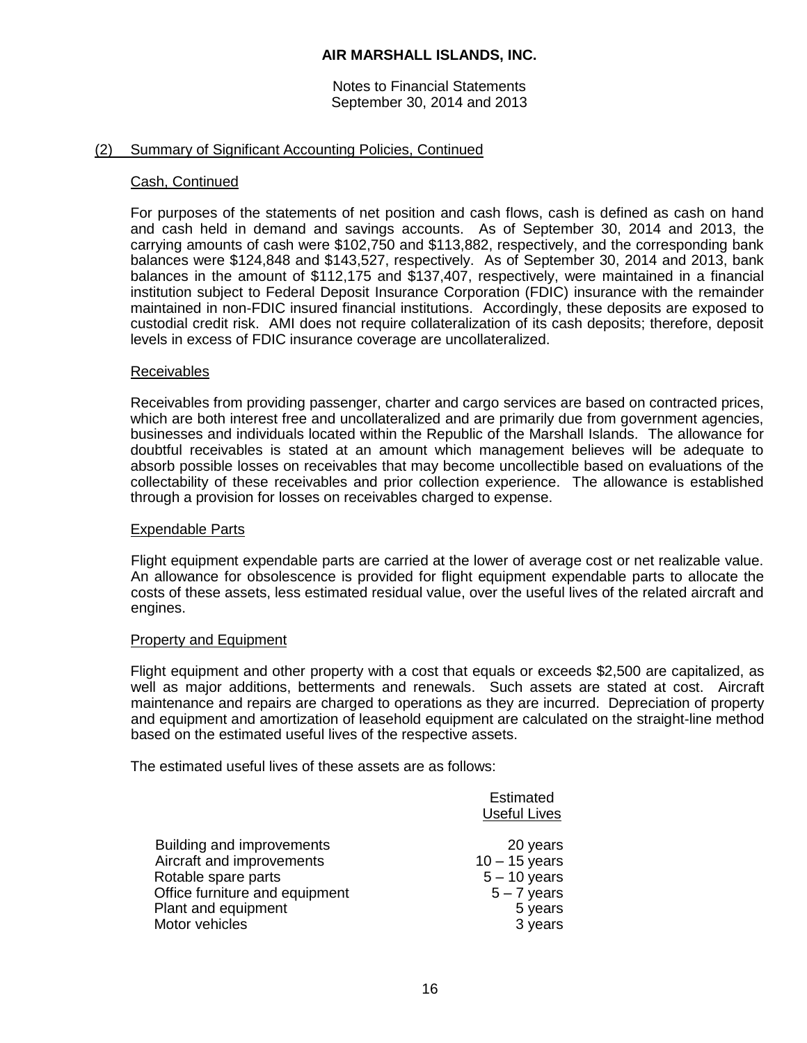# AIR MARSHALL ISLANDS, INC.

Notes to Financial Statements
September 30, 2014 and 2013

## (2) Summary of Significant Accounting Policies, Continued

### Cash, Continued

For purposes of the statements of net position and cash flows, cash is defined as cash on hand and cash held in demand and savings accounts. As of September 30, 2014 and 2013, the carrying amounts of cash were $102,750 and $113,882, respectively, and the corresponding bank balances were $124,848 and $143,527, respectively. As of September 30, 2014 and 2013, bank balances in the amount of $112,175 and $137,407, respectively, were maintained in a financial institution subject to Federal Deposit Insurance Corporation (FDIC) insurance with the remainder maintained in non-FDIC insured financial institutions. Accordingly, these deposits are exposed to custodial credit risk. AMI does not require collateralization of its cash deposits; therefore, deposit levels in excess of FDIC insurance coverage are uncollateralized.

### Receivables

Receivables from providing passenger, charter and cargo services are based on contracted prices, which are both interest free and uncollateralized and are primarily due from government agencies, businesses and individuals located within the Republic of the Marshall Islands. The allowance for doubtful receivables is stated at an amount which management believes will be adequate to absorb possible losses on receivables that may become uncollectible based on evaluations of the collectability of these receivables and prior collection experience. The allowance is established through a provision for losses on receivables charged to expense.

### Expendable Parts

Flight equipment expendable parts are carried at the lower of average cost or net realizable value. An allowance for obsolescence is provided for flight equipment expendable parts to allocate the costs of these assets, less estimated residual value, over the useful lives of the related aircraft and engines.

### Property and Equipment

Flight equipment and other property with a cost that equals or exceeds $2,500 are capitalized, as well as major additions, betterments and renewals. Such assets are stated at cost. Aircraft maintenance and repairs are charged to operations as they are incurred. Depreciation of property and equipment and amortization of leasehold equipment are calculated on the straight-line method based on the estimated useful lives of the respective assets.

The estimated useful lives of these assets are as follows:

| | Estimated Useful Lives |
|---|---|
| Building and improvements | 20 years |
| Aircraft and improvements | 10 – 15 years |
| Rotable spare parts | 5 – 10 years |
| Office furniture and equipment | 5 – 7 years |
| Plant and equipment | 5 years |
| Motor vehicles | 3 years |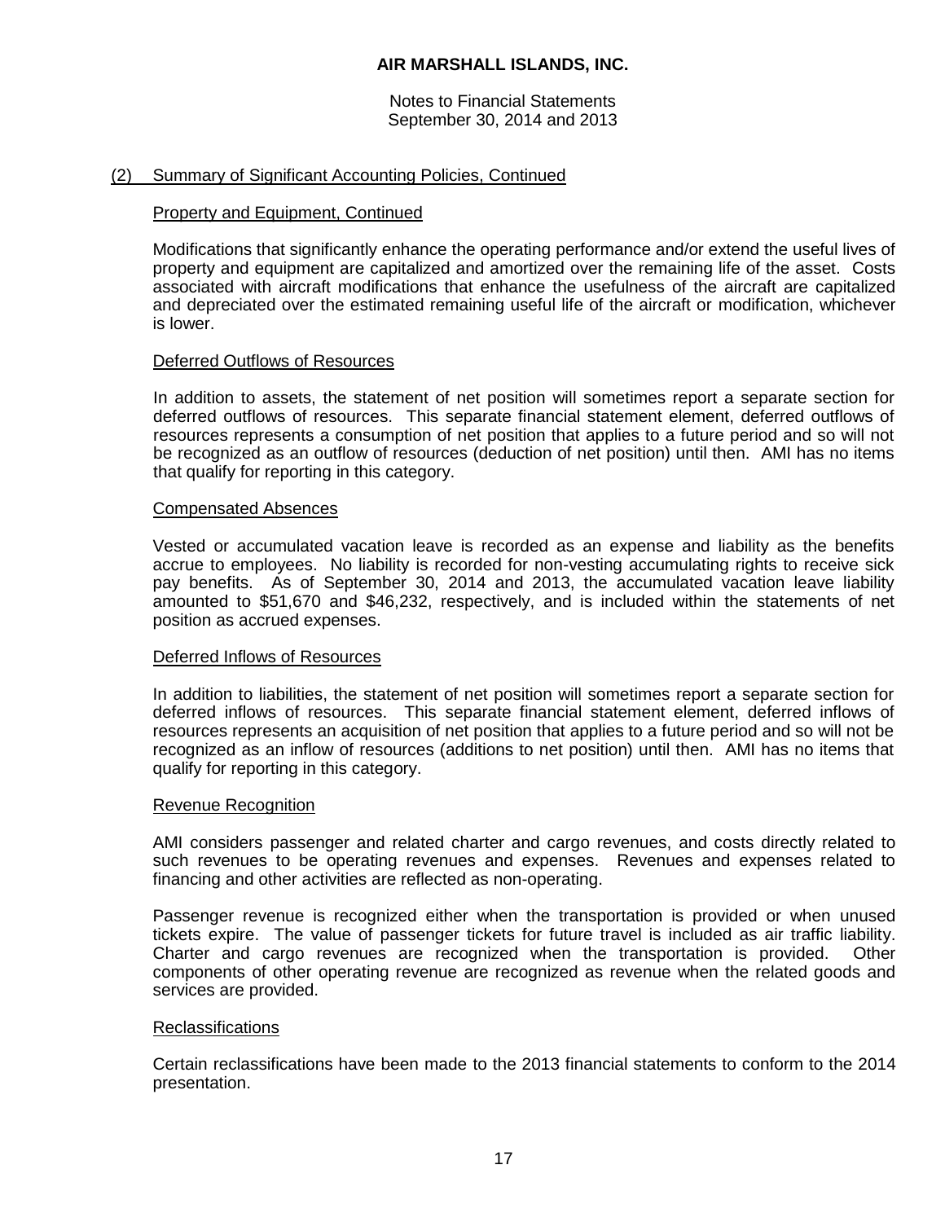# AIR MARSHALL ISLANDS, INC.

Notes to Financial Statements
September 30, 2014 and 2013

## (2) Summary of Significant Accounting Policies, Continued

### Property and Equipment, Continued

Modifications that significantly enhance the operating performance and/or extend the useful lives of property and equipment are capitalized and amortized over the remaining life of the asset. Costs associated with aircraft modifications that enhance the usefulness of the aircraft are capitalized and depreciated over the estimated remaining useful life of the aircraft or modification, whichever is lower.

### Deferred Outflows of Resources

In addition to assets, the statement of net position will sometimes report a separate section for deferred outflows of resources. This separate financial statement element, deferred outflows of resources represents a consumption of net position that applies to a future period and so will not be recognized as an outflow of resources (deduction of net position) until then. AMI has no items that qualify for reporting in this category.

### Compensated Absences

Vested or accumulated vacation leave is recorded as an expense and liability as the benefits accrue to employees. No liability is recorded for non-vesting accumulating rights to receive sick pay benefits. As of September 30, 2014 and 2013, the accumulated vacation leave liability amounted to $51,670 and $46,232, respectively, and is included within the statements of net position as accrued expenses.

### Deferred Inflows of Resources

In addition to liabilities, the statement of net position will sometimes report a separate section for deferred inflows of resources. This separate financial statement element, deferred inflows of resources represents an acquisition of net position that applies to a future period and so will not be recognized as an inflow of resources (additions to net position) until then. AMI has no items that qualify for reporting in this category.

### Revenue Recognition

AMI considers passenger and related charter and cargo revenues, and costs directly related to such revenues to be operating revenues and expenses. Revenues and expenses related to financing and other activities are reflected as non-operating.

Passenger revenue is recognized either when the transportation is provided or when unused tickets expire. The value of passenger tickets for future travel is included as air traffic liability. Charter and cargo revenues are recognized when the transportation is provided. Other components of other operating revenue are recognized as revenue when the related goods and services are provided.

### Reclassifications

Certain reclassifications have been made to the 2013 financial statements to conform to the 2014 presentation.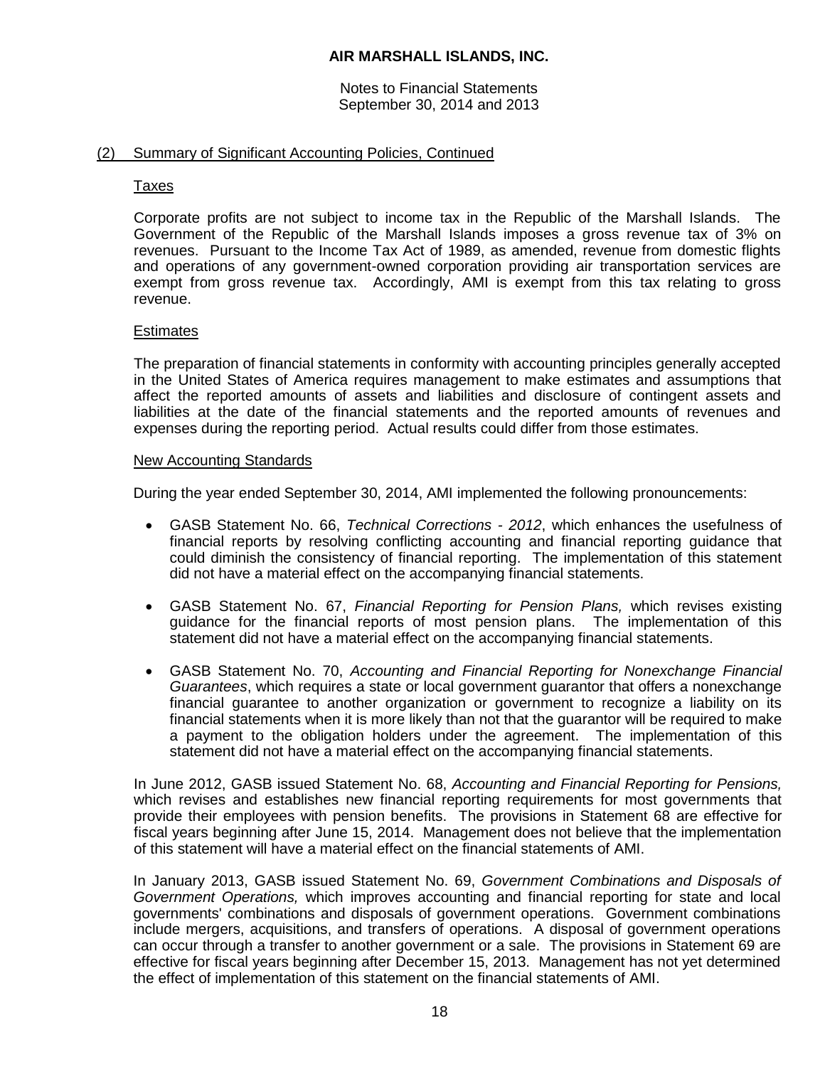## (2) Summary of Significant Accounting Policies, Continued

### Taxes

Corporate profits are not subject to income tax in the Republic of the Marshall Islands. The Government of the Republic of the Marshall Islands imposes a gross revenue tax of 3% on revenues. Pursuant to the Income Tax Act of 1989, as amended, revenue from domestic flights and operations of any government-owned corporation providing air transportation services are exempt from gross revenue tax. Accordingly, AMI is exempt from this tax relating to gross revenue.

### Estimates

The preparation of financial statements in conformity with accounting principles generally accepted in the United States of America requires management to make estimates and assumptions that affect the reported amounts of assets and liabilities and disclosure of contingent assets and liabilities at the date of the financial statements and the reported amounts of revenues and expenses during the reporting period. Actual results could differ from those estimates.

### New Accounting Standards

During the year ended September 30, 2014, AMI implemented the following pronouncements:

- GASB Statement No. 66, *Technical Corrections - 2012*, which enhances the usefulness of financial reports by resolving conflicting accounting and financial reporting guidance that could diminish the consistency of financial reporting. The implementation of this statement did not have a material effect on the accompanying financial statements.

- GASB Statement No. 67, *Financial Reporting for Pension Plans,* which revises existing guidance for the financial reports of most pension plans. The implementation of this statement did not have a material effect on the accompanying financial statements.

- GASB Statement No. 70, *Accounting and Financial Reporting for Nonexchange Financial Guarantees*, which requires a state or local government guarantor that offers a nonexchange financial guarantee to another organization or government to recognize a liability on its financial statements when it is more likely than not that the guarantor will be required to make a payment to the obligation holders under the agreement. The implementation of this statement did not have a material effect on the accompanying financial statements.

In June 2012, GASB issued Statement No. 68, *Accounting and Financial Reporting for Pensions,* which revises and establishes new financial reporting requirements for most governments that provide their employees with pension benefits. The provisions in Statement 68 are effective for fiscal years beginning after June 15, 2014. Management does not believe that the implementation of this statement will have a material effect on the financial statements of AMI.

In January 2013, GASB issued Statement No. 69, *Government Combinations and Disposals of Government Operations,* which improves accounting and financial reporting for state and local governments' combinations and disposals of government operations. Government combinations include mergers, acquisitions, and transfers of operations. A disposal of government operations can occur through a transfer to another government or a sale. The provisions in Statement 69 are effective for fiscal years beginning after December 15, 2013. Management has not yet determined the effect of implementation of this statement on the financial statements of AMI.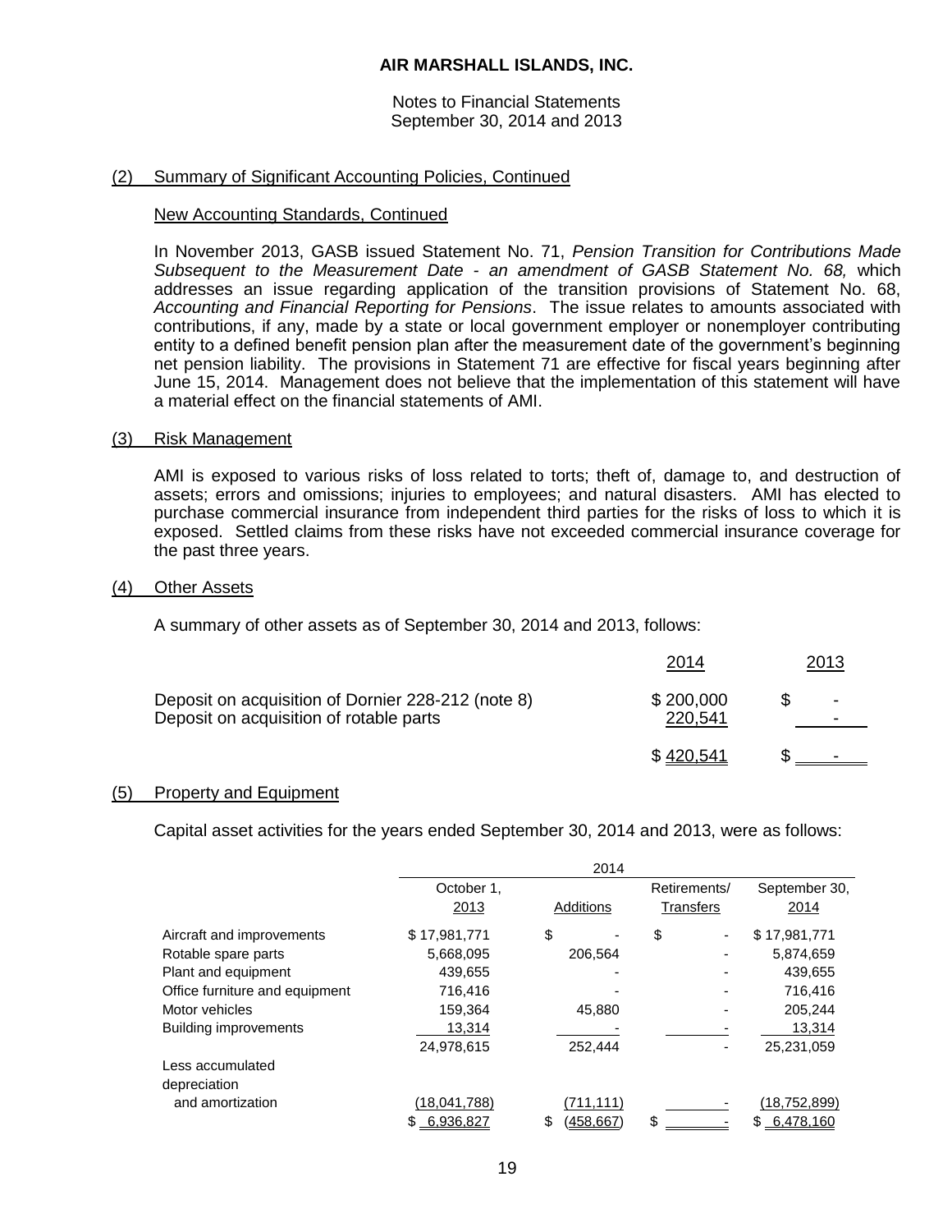**AIR MARSHALL ISLANDS, INC.**

Notes to Financial Statements
September 30, 2014 and 2013

## (2) Summary of Significant Accounting Policies, Continued

### New Accounting Standards, Continued

In November 2013, GASB issued Statement No. 71, *Pension Transition for Contributions Made Subsequent to the Measurement Date - an amendment of GASB Statement No. 68,* which addresses an issue regarding application of the transition provisions of Statement No. 68, *Accounting and Financial Reporting for Pensions*. The issue relates to amounts associated with contributions, if any, made by a state or local government employer or nonemployer contributing entity to a defined benefit pension plan after the measurement date of the government's beginning net pension liability. The provisions in Statement 71 are effective for fiscal years beginning after June 15, 2014. Management does not believe that the implementation of this statement will have a material effect on the financial statements of AMI.

## (3) Risk Management

AMI is exposed to various risks of loss related to torts; theft of, damage to, and destruction of assets; errors and omissions; injuries to employees; and natural disasters. AMI has elected to purchase commercial insurance from independent third parties for the risks of loss to which it is exposed. Settled claims from these risks have not exceeded commercial insurance coverage for the past three years.

## (4) Other Assets

A summary of other assets as of September 30, 2014 and 2013, follows:

| | 2014 | 2013 |
|---|---|---|
| Deposit on acquisition of Dornier 228-212 (note 8) | $ 200,000 | $ - |
| Deposit on acquisition of rotable parts | 220,541 | - |
| | $ 420,541 | $ - |

## (5) Property and Equipment

Capital asset activities for the years ended September 30, 2014 and 2013, were as follows:

| | 2014 | | | |
|---|---|---|---|---|
| | October 1, 2013 | Additions | Retirements/ Transfers | September 30, 2014 |
| Aircraft and improvements | $ 17,981,771 | $ - | $ - | $ 17,981,771 |
| Rotable spare parts | 5,668,095 | 206,564 | - | 5,874,659 |
| Plant and equipment | 439,655 | - | - | 439,655 |
| Office furniture and equipment | 716,416 | - | - | 716,416 |
| Motor vehicles | 159,364 | 45,880 | - | 205,244 |
| Building improvements | 13,314 | - | - | 13,314 |
| | 24,978,615 | 252,444 | - | 25,231,059 |
| Less accumulated depreciation and amortization | (18,041,788) | (711,111) | - | (18,752,899) |
| | $ 6,936,827 | $ (458,667) | $ - | $ 6,478,160 |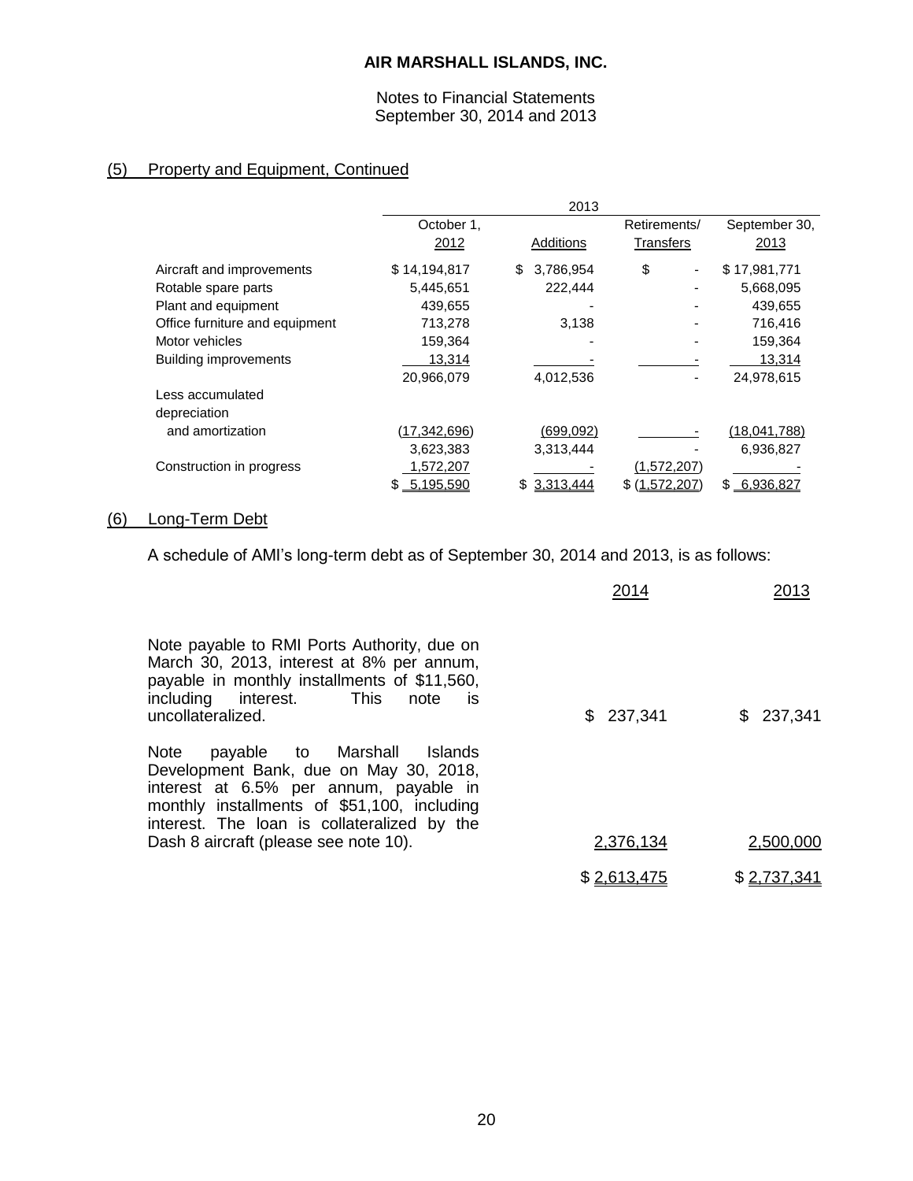# AIR MARSHALL ISLANDS, INC.

Notes to Financial Statements
September 30, 2014 and 2013

## (5) Property and Equipment, Continued

| | 2013 | | | |
|---|---|---|---|---|
| | October 1, 2012 | Additions | Retirements/ Transfers | September 30, 2013 |
| Aircraft and improvements | $ 14,194,817 | $ 3,786,954 | $ - | $ 17,981,771 |
| Rotable spare parts | 5,445,651 | 222,444 | - | 5,668,095 |
| Plant and equipment | 439,655 | - | - | 439,655 |
| Office furniture and equipment | 713,278 | 3,138 | - | 716,416 |
| Motor vehicles | 159,364 | - | - | 159,364 |
| Building improvements | 13,314 | - | - | 13,314 |
| | 20,966,079 | 4,012,536 | - | 24,978,615 |
| Less accumulated depreciation and amortization | (17,342,696) | (699,092) | - | (18,041,788) |
| | 3,623,383 | 3,313,444 | - | 6,936,827 |
| Construction in progress | 1,572,207 | - | (1,572,207) | - |
| | $ 5,195,590 | $ 3,313,444 | $ (1,572,207) | $ 6,936,827 |

## (6) Long-Term Debt

A schedule of AMI's long-term debt as of September 30, 2014 and 2013, is as follows:

| | 2014 | 2013 |
|---|---|---|
| Note payable to RMI Ports Authority, due on March 30, 2013, interest at 8% per annum, payable in monthly installments of $11,560, including interest. This note is uncollateralized. | $ 237,341 | $ 237,341 |
| Note payable to Marshall Islands Development Bank, due on May 30, 2018, interest at 6.5% per annum, payable in monthly installments of $51,100, including interest. The loan is collateralized by the Dash 8 aircraft (please see note 10). | 2,376,134 | 2,500,000 |
| | $ 2,613,475 | $ 2,737,341 |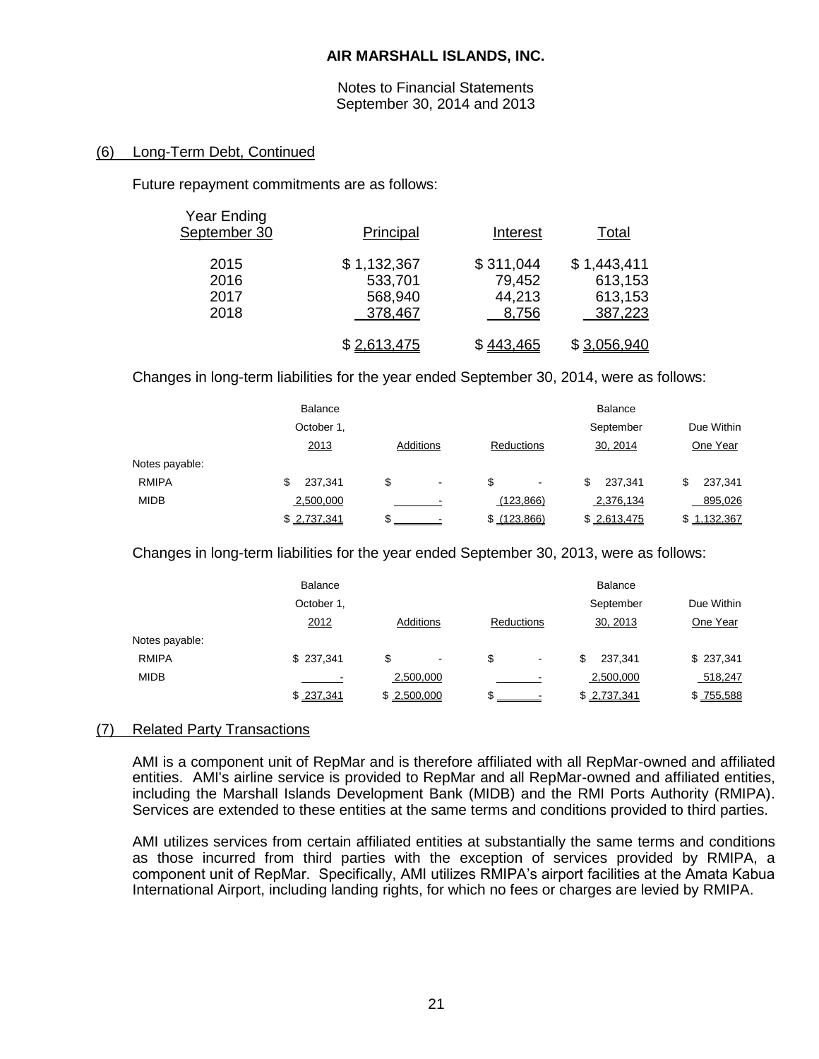# AIR MARSHALL ISLANDS, INC.

Notes to Financial Statements
September 30, 2014 and 2013

## (6) Long-Term Debt, Continued

Future repayment commitments are as follows:

| Year Ending September 30 | Principal | Interest | Total |
|---|---|---|---|
| 2015 | $ 1,132,367 | $ 311,044 | $ 1,443,411 |
| 2016 | 533,701 | 79,452 | 613,153 |
| 2017 | 568,940 | 44,213 | 613,153 |
| 2018 | 378,467 | 8,756 | 387,223 |
| | $ 2,613,475 | $ 443,465 | $ 3,056,940 |

Changes in long-term liabilities for the year ended September 30, 2014, were as follows:

| | Balance October 1, 2013 | Additions | Reductions | Balance September 30, 2014 | Due Within One Year |
|---|---|---|---|---|---|
| Notes payable: | | | | | |
| RMIPA | $ 237,341 | $ - | $ - | $ 237,341 | $ 237,341 |
| MIDB | 2,500,000 | - | (123,866) | 2,376,134 | 895,026 |
| | $ 2,737,341 | $ - | $ (123,866) | $ 2,613,475 | $ 1,132,367 |

Changes in long-term liabilities for the year ended September 30, 2013, were as follows:

| | Balance October 1, 2012 | Additions | Reductions | Balance September 30, 2013 | Due Within One Year |
|---|---|---|---|---|---|
| Notes payable: | | | | | |
| RMIPA | $ 237,341 | $ - | $ - | $ 237,341 | $ 237,341 |
| MIDB | - | 2,500,000 | - | 2,500,000 | 518,247 |
| | $ 237,341 | $ 2,500,000 | $ - | $ 2,737,341 | $ 755,588 |

## (7) Related Party Transactions

AMI is a component unit of RepMar and is therefore affiliated with all RepMar-owned and affiliated entities. AMI's airline service is provided to RepMar and all RepMar-owned and affiliated entities, including the Marshall Islands Development Bank (MIDB) and the RMI Ports Authority (RMIPA). Services are extended to these entities at the same terms and conditions provided to third parties.

AMI utilizes services from certain affiliated entities at substantially the same terms and conditions as those incurred from third parties with the exception of services provided by RMIPA, a component unit of RepMar. Specifically, AMI utilizes RMIPA's airport facilities at the Amata Kabua International Airport, including landing rights, for which no fees or charges are levied by RMIPA.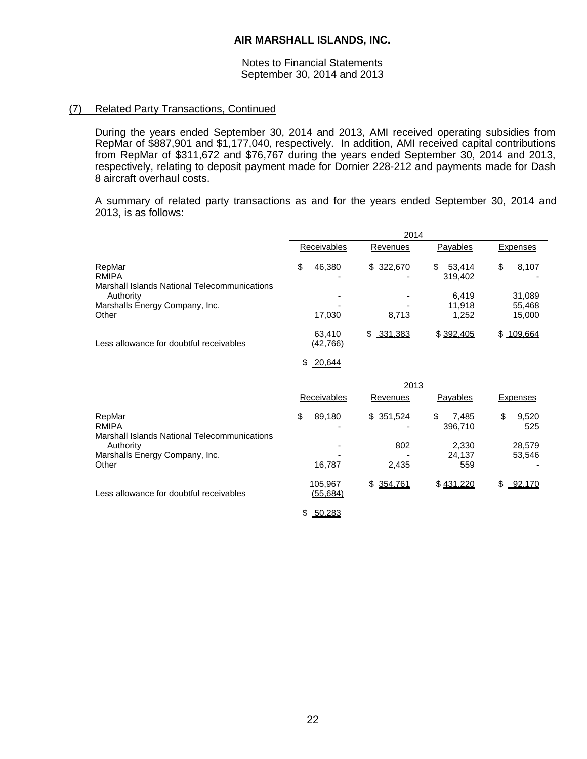# AIR MARSHALL ISLANDS, INC.

Notes to Financial Statements
September 30, 2014 and 2013

## (7) Related Party Transactions, Continued

During the years ended September 30, 2014 and 2013, AMI received operating subsidies from RepMar of $887,901 and $1,177,040, respectively. In addition, AMI received capital contributions from RepMar of $311,672 and $76,767 during the years ended September 30, 2014 and 2013, respectively, relating to deposit payment made for Dornier 228-212 and payments made for Dash 8 aircraft overhaul costs.

A summary of related party transactions as and for the years ended September 30, 2014 and 2013, is as follows:

| | 2014 | | | |
|---|---|---|---|---|
| | Receivables | Revenues | Payables | Expenses |
| RepMar | $ 46,380 | $ 322,670 | $ 53,414 | $ 8,107 |
| RMIPA | - | - | 319,402 | - |
| Marshall Islands National Telecommunications Authority | - | - | 6,419 | 31,089 |
| Marshalls Energy Company, Inc. | - | - | 11,918 | 55,468 |
| Other | 17,030 | 8,713 | 1,252 | 15,000 |
| | 63,410 | $ 331,383 | $ 392,405 | $ 109,664 |
| Less allowance for doubtful receivables | (42,766) | | | |
| | $ 20,644 | | | |

| | 2013 | | | |
|---|---|---|---|---|
| | Receivables | Revenues | Payables | Expenses |
| RepMar | $ 89,180 | $ 351,524 | $ 7,485 | $ 9,520 |
| RMIPA | - | - | 396,710 | 525 |
| Marshall Islands National Telecommunications Authority | - | 802 | 2,330 | 28,579 |
| Marshalls Energy Company, Inc. | - | - | 24,137 | 53,546 |
| Other | 16,787 | 2,435 | 559 | - |
| | 105,967 | $ 354,761 | $ 431,220 | $ 92,170 |
| Less allowance for doubtful receivables | (55,684) | | | |
| | $ 50,283 | | | |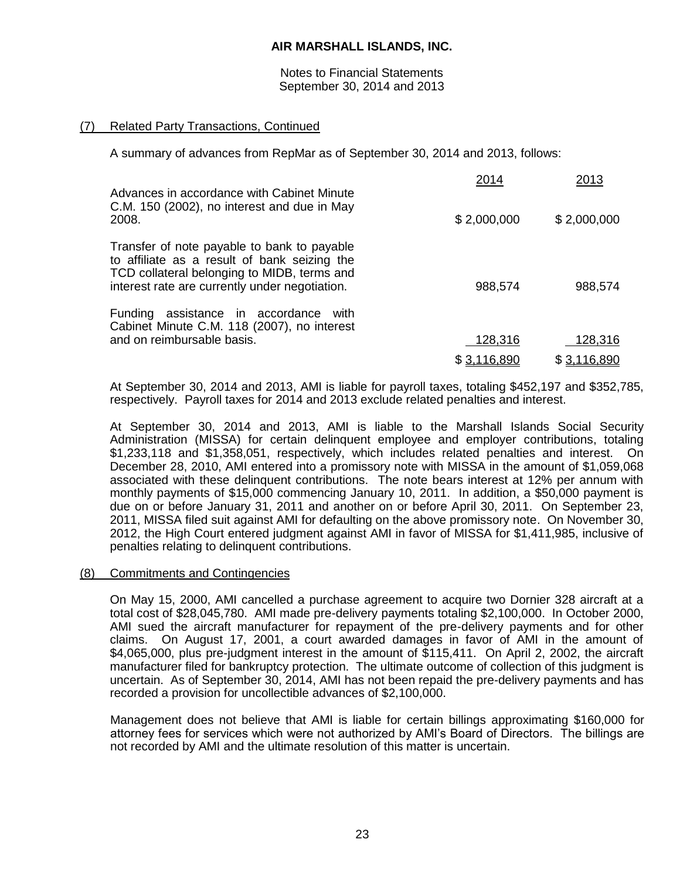# AIR MARSHALL ISLANDS, INC.

Notes to Financial Statements
September 30, 2014 and 2013

## (7) Related Party Transactions, Continued

A summary of advances from RepMar as of September 30, 2014 and 2013, follows:

| | 2014 | 2013 |
|---|---|---|
| Advances in accordance with Cabinet Minute C.M. 150 (2002), no interest and due in May 2008. | $ 2,000,000 | $ 2,000,000 |
| Transfer of note payable to bank to payable to affiliate as a result of bank seizing the TCD collateral belonging to MIDB, terms and interest rate are currently under negotiation. | 988,574 | 988,574 |
| Funding assistance in accordance with Cabinet Minute C.M. 118 (2007), no interest and on reimbursable basis. | 128,316 | 128,316 |
| | $ 3,116,890 | $ 3,116,890 |

At September 30, 2014 and 2013, AMI is liable for payroll taxes, totaling $452,197 and $352,785, respectively. Payroll taxes for 2014 and 2013 exclude related penalties and interest.

At September 30, 2014 and 2013, AMI is liable to the Marshall Islands Social Security Administration (MISSA) for certain delinquent employee and employer contributions, totaling $1,233,118 and $1,358,051, respectively, which includes related penalties and interest. On December 28, 2010, AMI entered into a promissory note with MISSA in the amount of $1,059,068 associated with these delinquent contributions. The note bears interest at 12% per annum with monthly payments of $15,000 commencing January 10, 2011. In addition, a $50,000 payment is due on or before January 31, 2011 and another on or before April 30, 2011. On September 23, 2011, MISSA filed suit against AMI for defaulting on the above promissory note. On November 30, 2012, the High Court entered judgment against AMI in favor of MISSA for $1,411,985, inclusive of penalties relating to delinquent contributions.

## (8) Commitments and Contingencies

On May 15, 2000, AMI cancelled a purchase agreement to acquire two Dornier 328 aircraft at a total cost of $28,045,780. AMI made pre-delivery payments totaling $2,100,000. In October 2000, AMI sued the aircraft manufacturer for repayment of the pre-delivery payments and for other claims. On August 17, 2001, a court awarded damages in favor of AMI in the amount of $4,065,000, plus pre-judgment interest in the amount of $115,411. On April 2, 2002, the aircraft manufacturer filed for bankruptcy protection. The ultimate outcome of collection of this judgment is uncertain. As of September 30, 2014, AMI has not been repaid the pre-delivery payments and has recorded a provision for uncollectible advances of $2,100,000.

Management does not believe that AMI is liable for certain billings approximating $160,000 for attorney fees for services which were not authorized by AMI's Board of Directors. The billings are not recorded by AMI and the ultimate resolution of this matter is uncertain.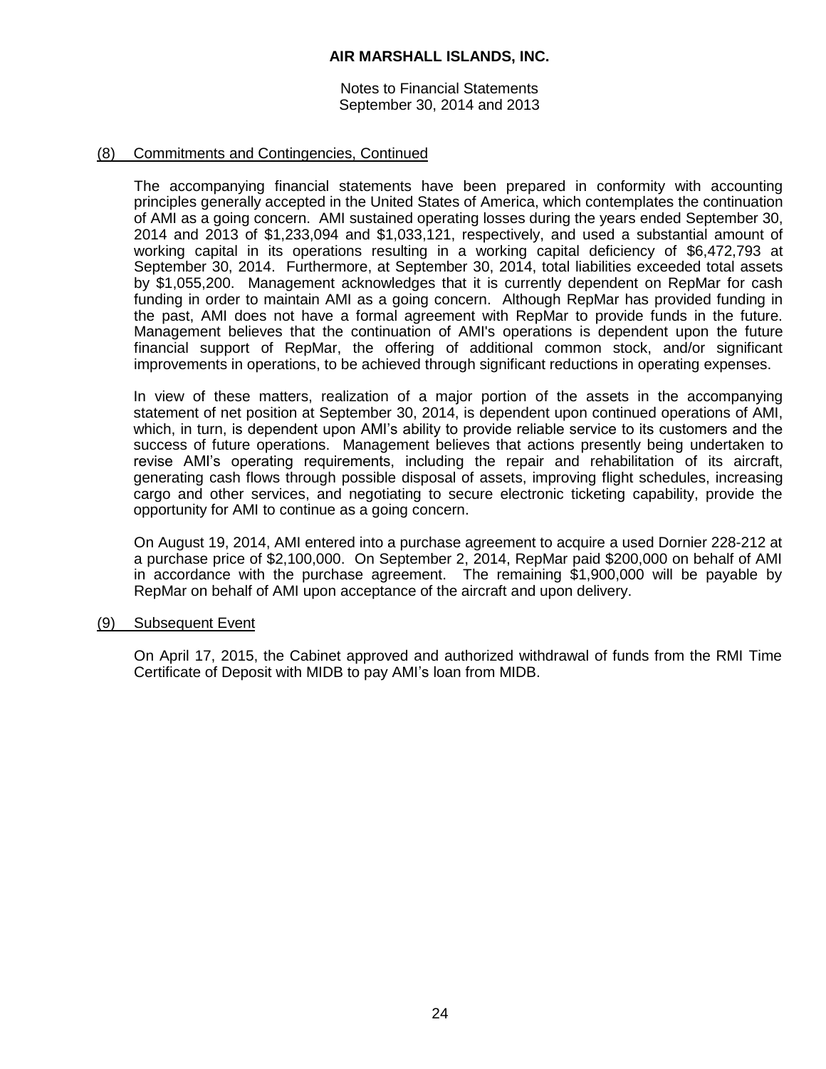## (8) Commitments and Contingencies, Continued

The accompanying financial statements have been prepared in conformity with accounting principles generally accepted in the United States of America, which contemplates the continuation of AMI as a going concern. AMI sustained operating losses during the years ended September 30, 2014 and 2013 of $1,233,094 and $1,033,121, respectively, and used a substantial amount of working capital in its operations resulting in a working capital deficiency of $6,472,793 at September 30, 2014. Furthermore, at September 30, 2014, total liabilities exceeded total assets by $1,055,200. Management acknowledges that it is currently dependent on RepMar for cash funding in order to maintain AMI as a going concern. Although RepMar has provided funding in the past, AMI does not have a formal agreement with RepMar to provide funds in the future. Management believes that the continuation of AMI's operations is dependent upon the future financial support of RepMar, the offering of additional common stock, and/or significant improvements in operations, to be achieved through significant reductions in operating expenses.

In view of these matters, realization of a major portion of the assets in the accompanying statement of net position at September 30, 2014, is dependent upon continued operations of AMI, which, in turn, is dependent upon AMI's ability to provide reliable service to its customers and the success of future operations. Management believes that actions presently being undertaken to revise AMI's operating requirements, including the repair and rehabilitation of its aircraft, generating cash flows through possible disposal of assets, improving flight schedules, increasing cargo and other services, and negotiating to secure electronic ticketing capability, provide the opportunity for AMI to continue as a going concern.

On August 19, 2014, AMI entered into a purchase agreement to acquire a used Dornier 228-212 at a purchase price of $2,100,000. On September 2, 2014, RepMar paid $200,000 on behalf of AMI in accordance with the purchase agreement. The remaining $1,900,000 will be payable by RepMar on behalf of AMI upon acceptance of the aircraft and upon delivery.

## (9) Subsequent Event

On April 17, 2015, the Cabinet approved and authorized withdrawal of funds from the RMI Time Certificate of Deposit with MIDB to pay AMI's loan from MIDB.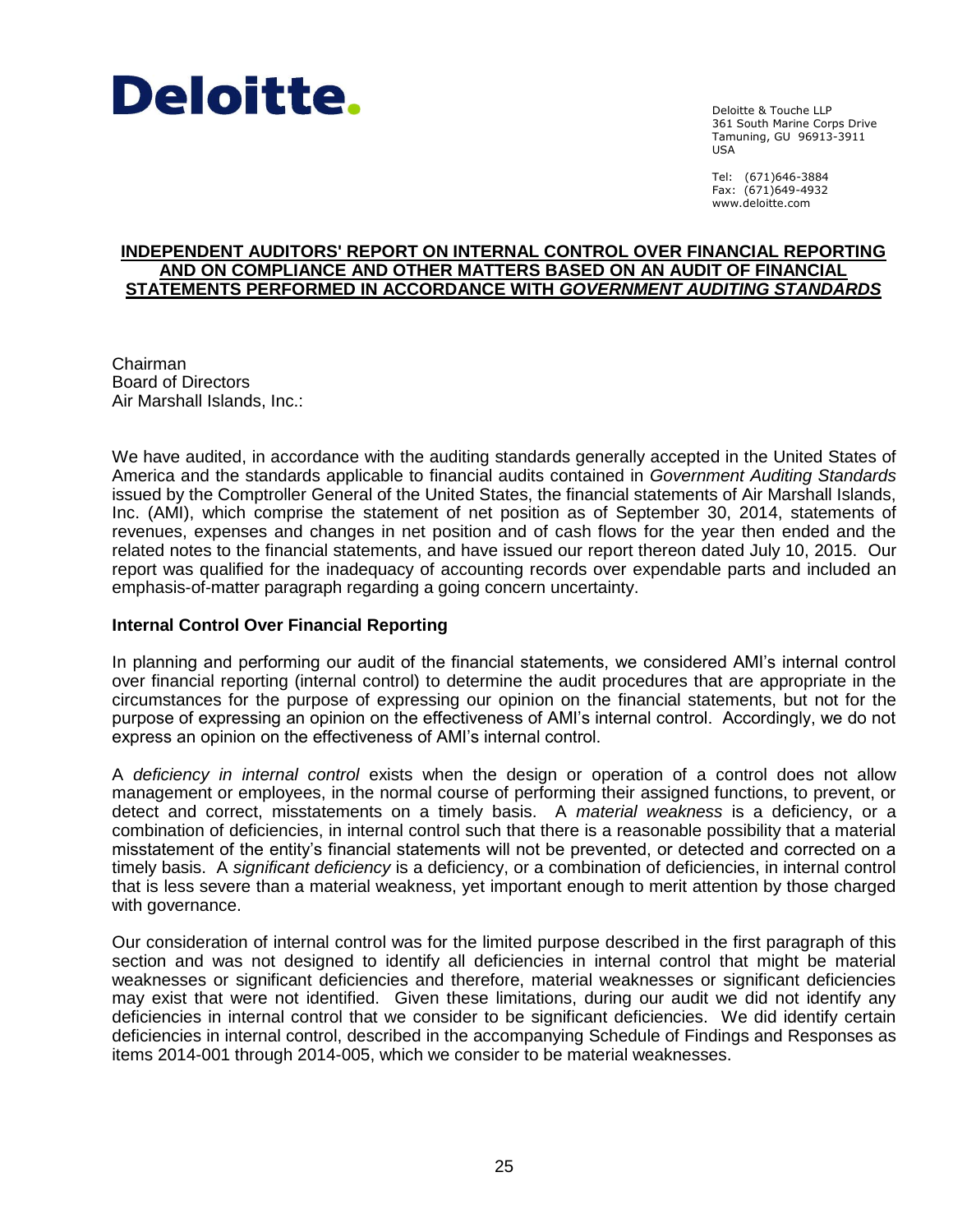Deloitte.

Deloitte & Touche LLP
361 South Marine Corps Drive
Tamuning, GU 96913-3911
USA

Tel: (671)646-3884
Fax: (671)649-4932
www.deloitte.com

# INDEPENDENT AUDITORS' REPORT ON INTERNAL CONTROL OVER FINANCIAL REPORTING AND ON COMPLIANCE AND OTHER MATTERS BASED ON AN AUDIT OF FINANCIAL STATEMENTS PERFORMED IN ACCORDANCE WITH *GOVERNMENT AUDITING STANDARDS*

Chairman
Board of Directors
Air Marshall Islands, Inc.:

We have audited, in accordance with the auditing standards generally accepted in the United States of America and the standards applicable to financial audits contained in *Government Auditing Standards* issued by the Comptroller General of the United States, the financial statements of Air Marshall Islands, Inc. (AMI), which comprise the statement of net position as of September 30, 2014, statements of revenues, expenses and changes in net position and of cash flows for the year then ended and the related notes to the financial statements, and have issued our report thereon dated July 10, 2015. Our report was qualified for the inadequacy of accounting records over expendable parts and included an emphasis-of-matter paragraph regarding a going concern uncertainty.

**Internal Control Over Financial Reporting**

In planning and performing our audit of the financial statements, we considered AMI's internal control over financial reporting (internal control) to determine the audit procedures that are appropriate in the circumstances for the purpose of expressing our opinion on the financial statements, but not for the purpose of expressing an opinion on the effectiveness of AMI's internal control. Accordingly, we do not express an opinion on the effectiveness of AMI's internal control.

A *deficiency in internal control* exists when the design or operation of a control does not allow management or employees, in the normal course of performing their assigned functions, to prevent, or detect and correct, misstatements on a timely basis. A *material weakness* is a deficiency, or a combination of deficiencies, in internal control such that there is a reasonable possibility that a material misstatement of the entity's financial statements will not be prevented, or detected and corrected on a timely basis. A *significant deficiency* is a deficiency, or a combination of deficiencies, in internal control that is less severe than a material weakness, yet important enough to merit attention by those charged with governance.

Our consideration of internal control was for the limited purpose described in the first paragraph of this section and was not designed to identify all deficiencies in internal control that might be material weaknesses or significant deficiencies and therefore, material weaknesses or significant deficiencies may exist that were not identified. Given these limitations, during our audit we did not identify any deficiencies in internal control that we consider to be significant deficiencies. We did identify certain deficiencies in internal control, described in the accompanying Schedule of Findings and Responses as items 2014-001 through 2014-005, which we consider to be material weaknesses.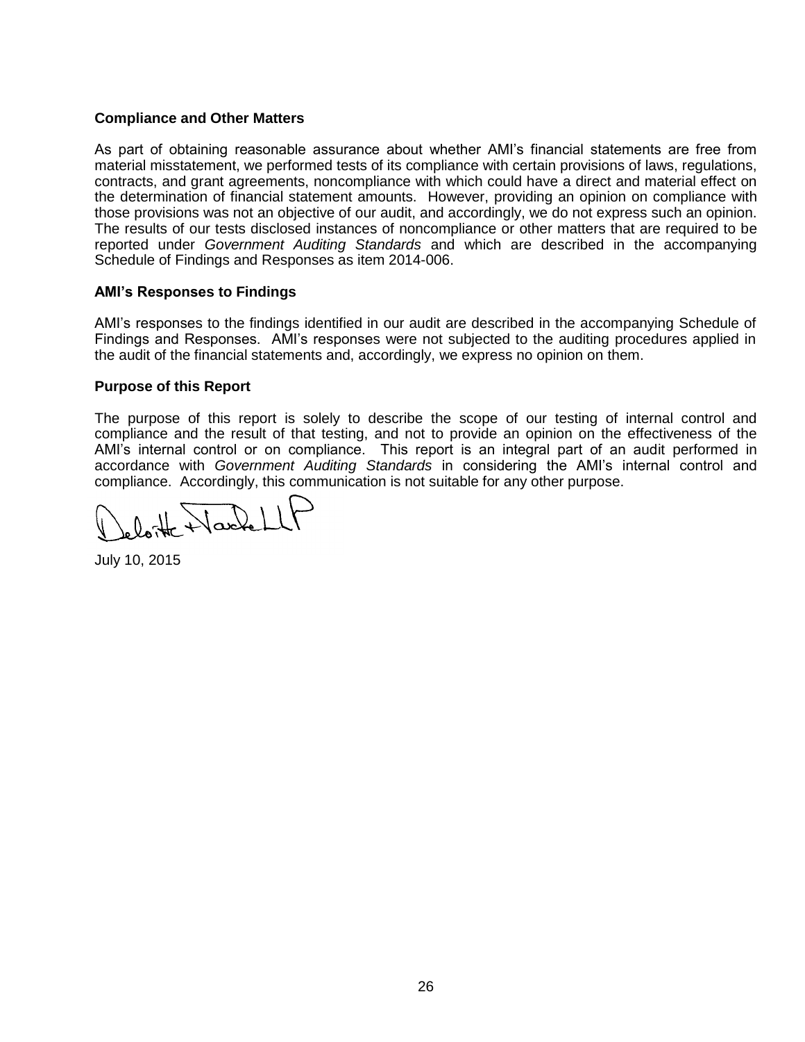### Compliance and Other Matters

As part of obtaining reasonable assurance about whether AMI's financial statements are free from material misstatement, we performed tests of its compliance with certain provisions of laws, regulations, contracts, and grant agreements, noncompliance with which could have a direct and material effect on the determination of financial statement amounts. However, providing an opinion on compliance with those provisions was not an objective of our audit, and accordingly, we do not express such an opinion. The results of our tests disclosed instances of noncompliance or other matters that are required to be reported under *Government Auditing Standards* and which are described in the accompanying Schedule of Findings and Responses as item 2014-006.

### AMI's Responses to Findings

AMI's responses to the findings identified in our audit are described in the accompanying Schedule of Findings and Responses. AMI's responses were not subjected to the auditing procedures applied in the audit of the financial statements and, accordingly, we express no opinion on them.

### Purpose of this Report

The purpose of this report is solely to describe the scope of our testing of internal control and compliance and the result of that testing, and not to provide an opinion on the effectiveness of the AMI's internal control or on compliance. This report is an integral part of an audit performed in accordance with *Government Auditing Standards* in considering the AMI's internal control and compliance. Accordingly, this communication is not suitable for any other purpose.

Deloitte & Touche LLP

July 10, 2015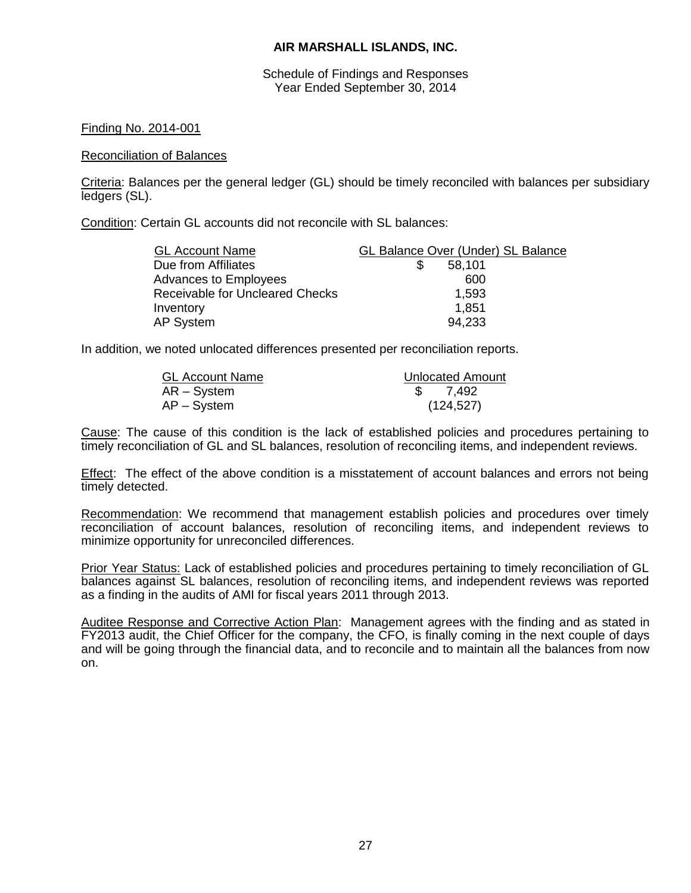# AIR MARSHALL ISLANDS, INC.

Schedule of Findings and Responses
Year Ended September 30, 2014

Finding No. 2014-001

Reconciliation of Balances

Criteria: Balances per the general ledger (GL) should be timely reconciled with balances per subsidiary ledgers (SL).

Condition: Certain GL accounts did not reconcile with SL balances:

| GL Account Name | GL Balance Over (Under) SL Balance |
|---|---|
| Due from Affiliates | $ 58,101 |
| Advances to Employees | 600 |
| Receivable for Uncleared Checks | 1,593 |
| Inventory | 1,851 |
| AP System | 94,233 |

In addition, we noted unlocated differences presented per reconciliation reports.

| GL Account Name | Unlocated Amount |
|---|---|
| AR – System | $ 7,492 |
| AP – System | (124,527) |

Cause: The cause of this condition is the lack of established policies and procedures pertaining to timely reconciliation of GL and SL balances, resolution of reconciling items, and independent reviews.

Effect: The effect of the above condition is a misstatement of account balances and errors not being timely detected.

Recommendation: We recommend that management establish policies and procedures over timely reconciliation of account balances, resolution of reconciling items, and independent reviews to minimize opportunity for unreconciled differences.

Prior Year Status: Lack of established policies and procedures pertaining to timely reconciliation of GL balances against SL balances, resolution of reconciling items, and independent reviews was reported as a finding in the audits of AMI for fiscal years 2011 through 2013.

Auditee Response and Corrective Action Plan: Management agrees with the finding and as stated in FY2013 audit, the Chief Officer for the company, the CFO, is finally coming in the next couple of days and will be going through the financial data, and to reconcile and to maintain all the balances from now on.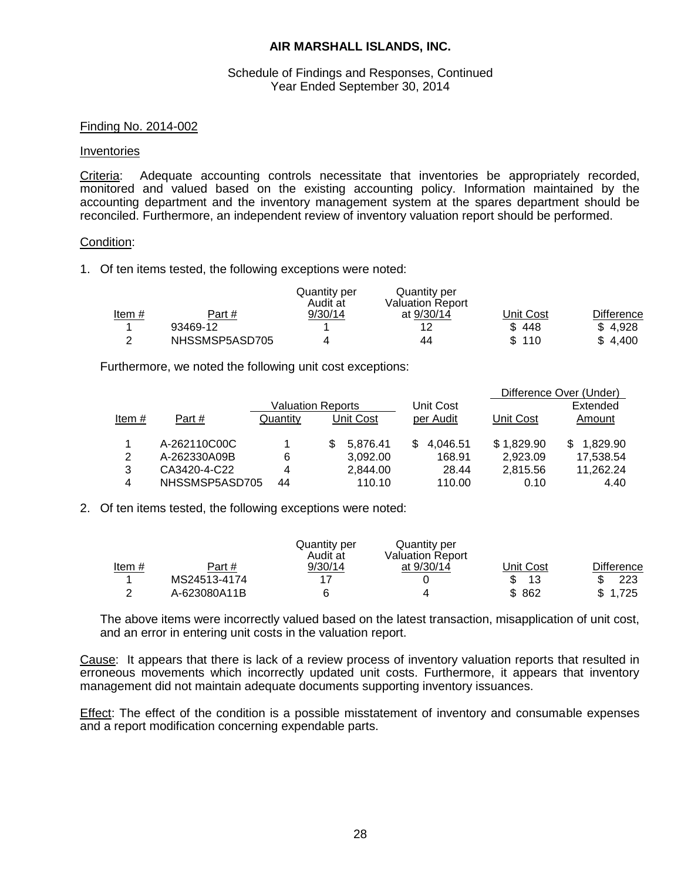**AIR MARSHALL ISLANDS, INC.**

Schedule of Findings and Responses, Continued
Year Ended September 30, 2014

Finding No. 2014-002

Inventories

Criteria: Adequate accounting controls necessitate that inventories be appropriately recorded, monitored and valued based on the existing accounting policy. Information maintained by the accounting department and the inventory management system at the spares department should be reconciled. Furthermore, an independent review of inventory valuation report should be performed.

Condition:

1. Of ten items tested, the following exceptions were noted:

| Item # | Part # | Quantity per Audit at 9/30/14 | Quantity per Valuation Report at 9/30/14 | Unit Cost | Difference |
|---|---|---|---|---|---|
| 1 | 93469-12 | 1 | 12 | $ 448 | $ 4,928 |
| 2 | NHSSMSP5ASD705 | 4 | 44 | $ 110 | $ 4,400 |

Furthermore, we noted the following unit cost exceptions:

| | | Valuation Reports | | Unit Cost | Difference Over (Under) | |
|---|---|---|---|---|---|---|
| Item # | Part # | Quantity | Unit Cost | per Audit | Unit Cost | Extended Amount |
| 1 | A-262110C00C | 1 | $ 5,876.41 | $ 4,046.51 | $ 1,829.90 | $ 1,829.90 |
| 2 | A-262330A09B | 6 | 3,092.00 | 168.91 | 2,923.09 | 17,538.54 |
| 3 | CA3420-4-C22 | 4 | 2,844.00 | 28.44 | 2,815.56 | 11,262.24 |
| 4 | NHSSMSP5ASD705 | 44 | 110.10 | 110.00 | 0.10 | 4.40 |

2. Of ten items tested, the following exceptions were noted:

| Item # | Part # | Quantity per Audit at 9/30/14 | Quantity per Valuation Report at 9/30/14 | Unit Cost | Difference |
|---|---|---|---|---|---|
| 1 | MS24513-4174 | 17 | 0 | $ 13 | $ 223 |
| 2 | A-623080A11B | 6 | 4 | $ 862 | $ 1,725 |

The above items were incorrectly valued based on the latest transaction, misapplication of unit cost, and an error in entering unit costs in the valuation report.

Cause: It appears that there is lack of a review process of inventory valuation reports that resulted in erroneous movements which incorrectly updated unit costs. Furthermore, it appears that inventory management did not maintain adequate documents supporting inventory issuances.

Effect: The effect of the condition is a possible misstatement of inventory and consumable expenses and a report modification concerning expendable parts.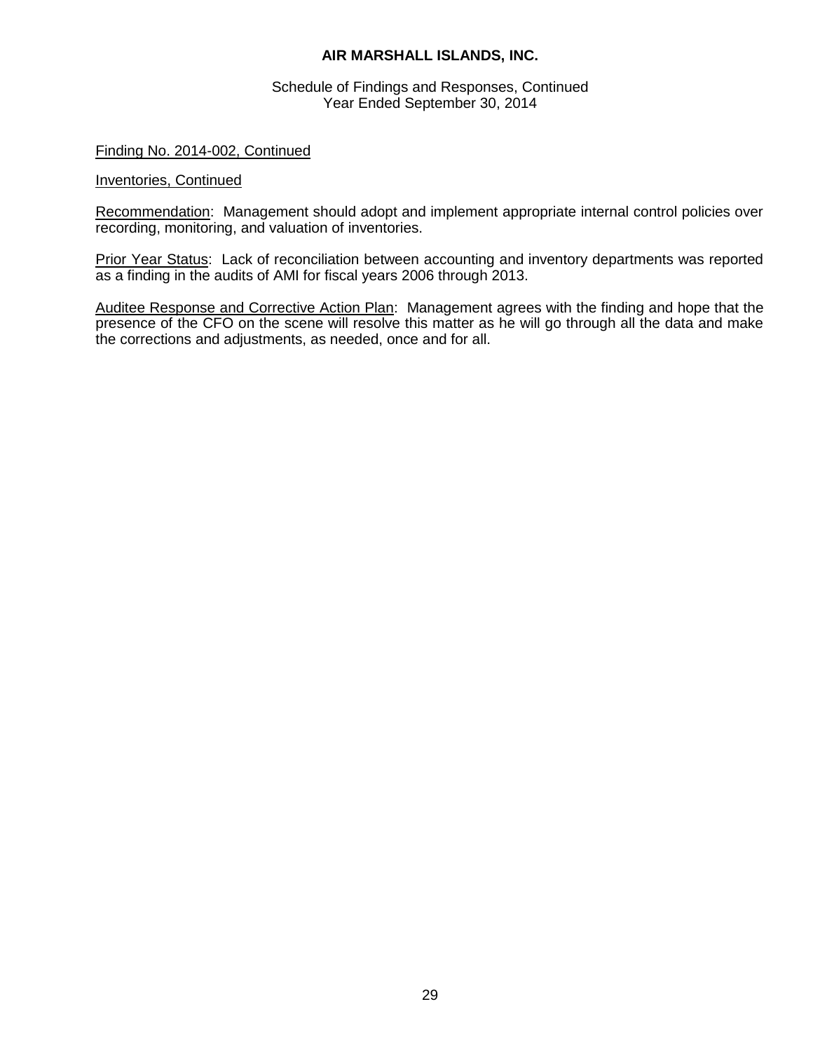# AIR MARSHALL ISLANDS, INC.

Schedule of Findings and Responses, Continued
Year Ended September 30, 2014

Finding No. 2014-002, Continued

Inventories, Continued

Recommendation: Management should adopt and implement appropriate internal control policies over recording, monitoring, and valuation of inventories.

Prior Year Status: Lack of reconciliation between accounting and inventory departments was reported as a finding in the audits of AMI for fiscal years 2006 through 2013.

Auditee Response and Corrective Action Plan: Management agrees with the finding and hope that the presence of the CFO on the scene will resolve this matter as he will go through all the data and make the corrections and adjustments, as needed, once and for all.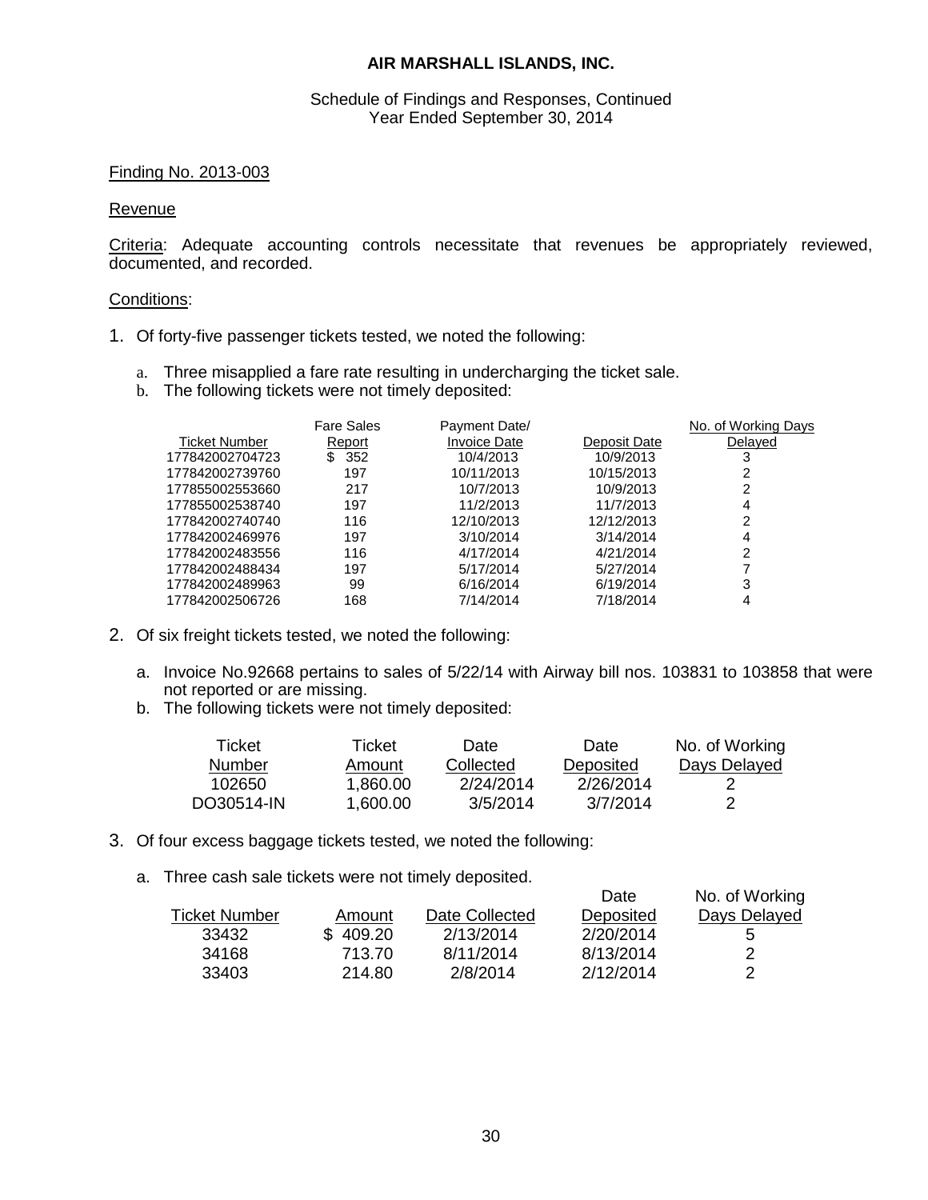**AIR MARSHALL ISLANDS, INC.**

Schedule of Findings and Responses, Continued
Year Ended September 30, 2014

Finding No. 2013-003

Revenue

Criteria: Adequate accounting controls necessitate that revenues be appropriately reviewed, documented, and recorded.

Conditions:

1. Of forty-five passenger tickets tested, we noted the following:

   a. Three misapplied a fare rate resulting in undercharging the ticket sale.
   b. The following tickets were not timely deposited:

| Ticket Number | Fare Sales Report | Payment Date/ Invoice Date | Deposit Date | No. of Working Days Delayed |
|---|---|---|---|---|
| 177842002704723 | $ 352 | 10/4/2013 | 10/9/2013 | 3 |
| 177842002739760 | 197 | 10/11/2013 | 10/15/2013 | 2 |
| 177855002553660 | 217 | 10/7/2013 | 10/9/2013 | 2 |
| 177855002538740 | 197 | 11/2/2013 | 11/7/2013 | 4 |
| 177842002740740 | 116 | 12/10/2013 | 12/12/2013 | 2 |
| 177842002469976 | 197 | 3/10/2014 | 3/14/2014 | 4 |
| 177842002483556 | 116 | 4/17/2014 | 4/21/2014 | 2 |
| 177842002488434 | 197 | 5/17/2014 | 5/27/2014 | 7 |
| 177842002489963 | 99 | 6/16/2014 | 6/19/2014 | 3 |
| 177842002506726 | 168 | 7/14/2014 | 7/18/2014 | 4 |

2. Of six freight tickets tested, we noted the following:

   a. Invoice No.92668 pertains to sales of 5/22/14 with Airway bill nos. 103831 to 103858 that were not reported or are missing.
   b. The following tickets were not timely deposited:

| Ticket Number | Ticket Amount | Date Collected | Date Deposited | No. of Working Days Delayed |
|---|---|---|---|---|
| 102650 | 1,860.00 | 2/24/2014 | 2/26/2014 | 2 |
| DO30514-IN | 1,600.00 | 3/5/2014 | 3/7/2014 | 2 |

3. Of four excess baggage tickets tested, we noted the following:

   a. Three cash sale tickets were not timely deposited.

| Ticket Number | Amount | Date Collected | Date Deposited | No. of Working Days Delayed |
|---|---|---|---|---|
| 33432 | $ 409.20 | 2/13/2014 | 2/20/2014 | 5 |
| 34168 | 713.70 | 8/11/2014 | 8/13/2014 | 2 |
| 33403 | 214.80 | 2/8/2014 | 2/12/2014 | 2 |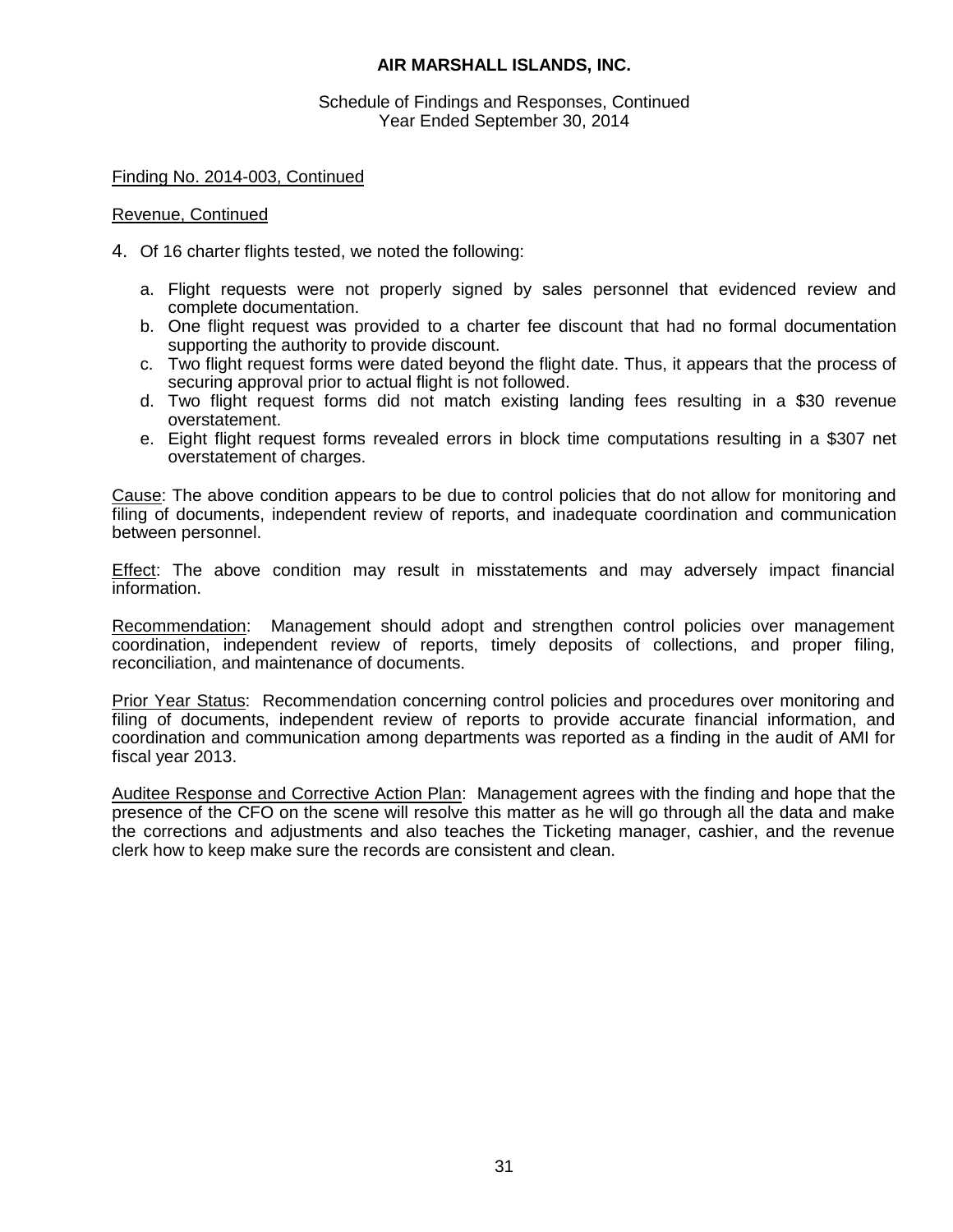**AIR MARSHALL ISLANDS, INC.**

Schedule of Findings and Responses, Continued
Year Ended September 30, 2014

Finding No. 2014-003, Continued

Revenue, Continued

4. Of 16 charter flights tested, we noted the following:

   a. Flight requests were not properly signed by sales personnel that evidenced review and complete documentation.
   b. One flight request was provided to a charter fee discount that had no formal documentation supporting the authority to provide discount.
   c. Two flight request forms were dated beyond the flight date. Thus, it appears that the process of securing approval prior to actual flight is not followed.
   d. Two flight request forms did not match existing landing fees resulting in a $30 revenue overstatement.
   e. Eight flight request forms revealed errors in block time computations resulting in a $307 net overstatement of charges.

Cause: The above condition appears to be due to control policies that do not allow for monitoring and filing of documents, independent review of reports, and inadequate coordination and communication between personnel.

Effect: The above condition may result in misstatements and may adversely impact financial information.

Recommendation: Management should adopt and strengthen control policies over management coordination, independent review of reports, timely deposits of collections, and proper filing, reconciliation, and maintenance of documents.

Prior Year Status: Recommendation concerning control policies and procedures over monitoring and filing of documents, independent review of reports to provide accurate financial information, and coordination and communication among departments was reported as a finding in the audit of AMI for fiscal year 2013.

Auditee Response and Corrective Action Plan: Management agrees with the finding and hope that the presence of the CFO on the scene will resolve this matter as he will go through all the data and make the corrections and adjustments and also teaches the Ticketing manager, cashier, and the revenue clerk how to keep make sure the records are consistent and clean.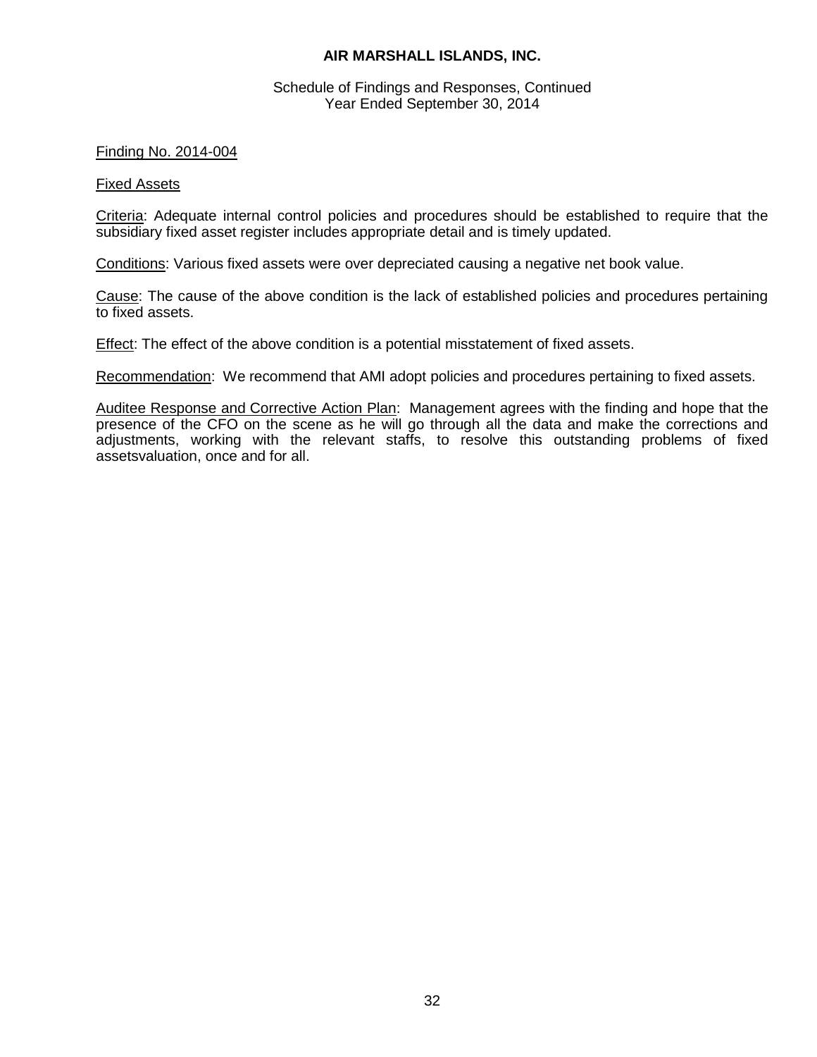**AIR MARSHALL ISLANDS, INC.**

Schedule of Findings and Responses, Continued
Year Ended September 30, 2014

Finding No. 2014-004

Fixed Assets

Criteria: Adequate internal control policies and procedures should be established to require that the subsidiary fixed asset register includes appropriate detail and is timely updated.

Conditions: Various fixed assets were over depreciated causing a negative net book value.

Cause: The cause of the above condition is the lack of established policies and procedures pertaining to fixed assets.

Effect: The effect of the above condition is a potential misstatement of fixed assets.

Recommendation: We recommend that AMI adopt policies and procedures pertaining to fixed assets.

Auditee Response and Corrective Action Plan: Management agrees with the finding and hope that the presence of the CFO on the scene as he will go through all the data and make the corrections and adjustments, working with the relevant staffs, to resolve this outstanding problems of fixed assetsvaluation, once and for all.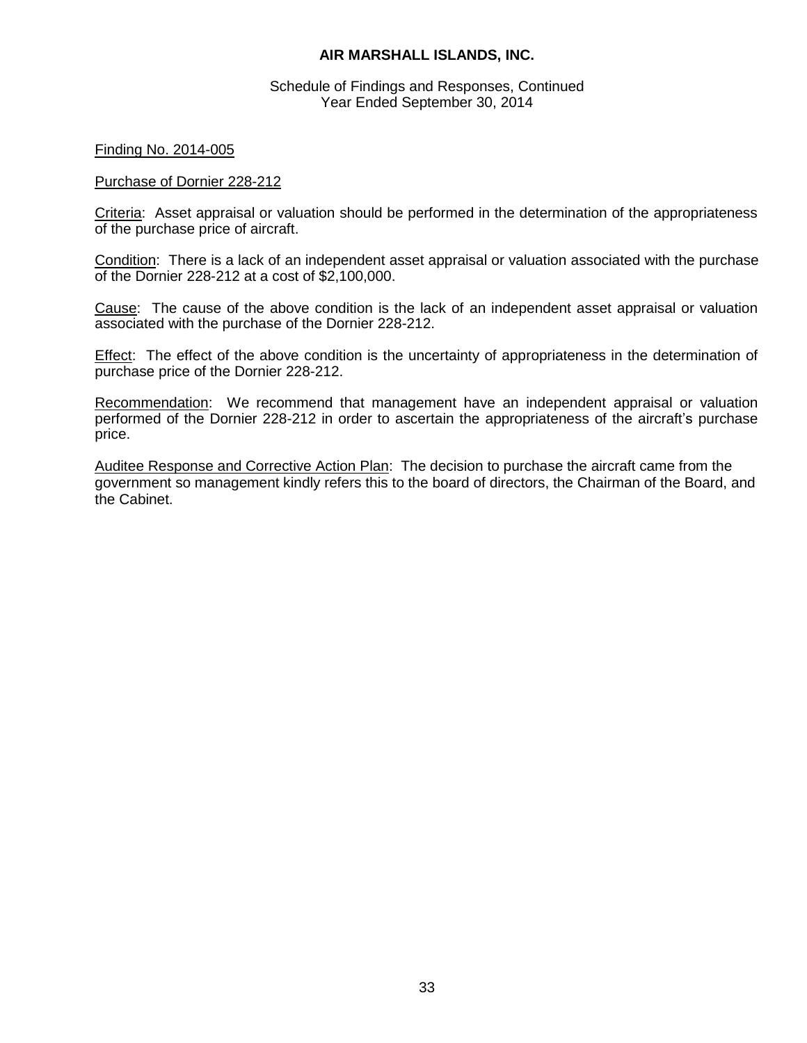**AIR MARSHALL ISLANDS, INC.**

Schedule of Findings and Responses, Continued
Year Ended September 30, 2014

Finding No. 2014-005

Purchase of Dornier 228-212

Criteria: Asset appraisal or valuation should be performed in the determination of the appropriateness of the purchase price of aircraft.

Condition: There is a lack of an independent asset appraisal or valuation associated with the purchase of the Dornier 228-212 at a cost of $2,100,000.

Cause: The cause of the above condition is the lack of an independent asset appraisal or valuation associated with the purchase of the Dornier 228-212.

Effect: The effect of the above condition is the uncertainty of appropriateness in the determination of purchase price of the Dornier 228-212.

Recommendation: We recommend that management have an independent appraisal or valuation performed of the Dornier 228-212 in order to ascertain the appropriateness of the aircraft's purchase price.

Auditee Response and Corrective Action Plan: The decision to purchase the aircraft came from the government so management kindly refers this to the board of directors, the Chairman of the Board, and the Cabinet.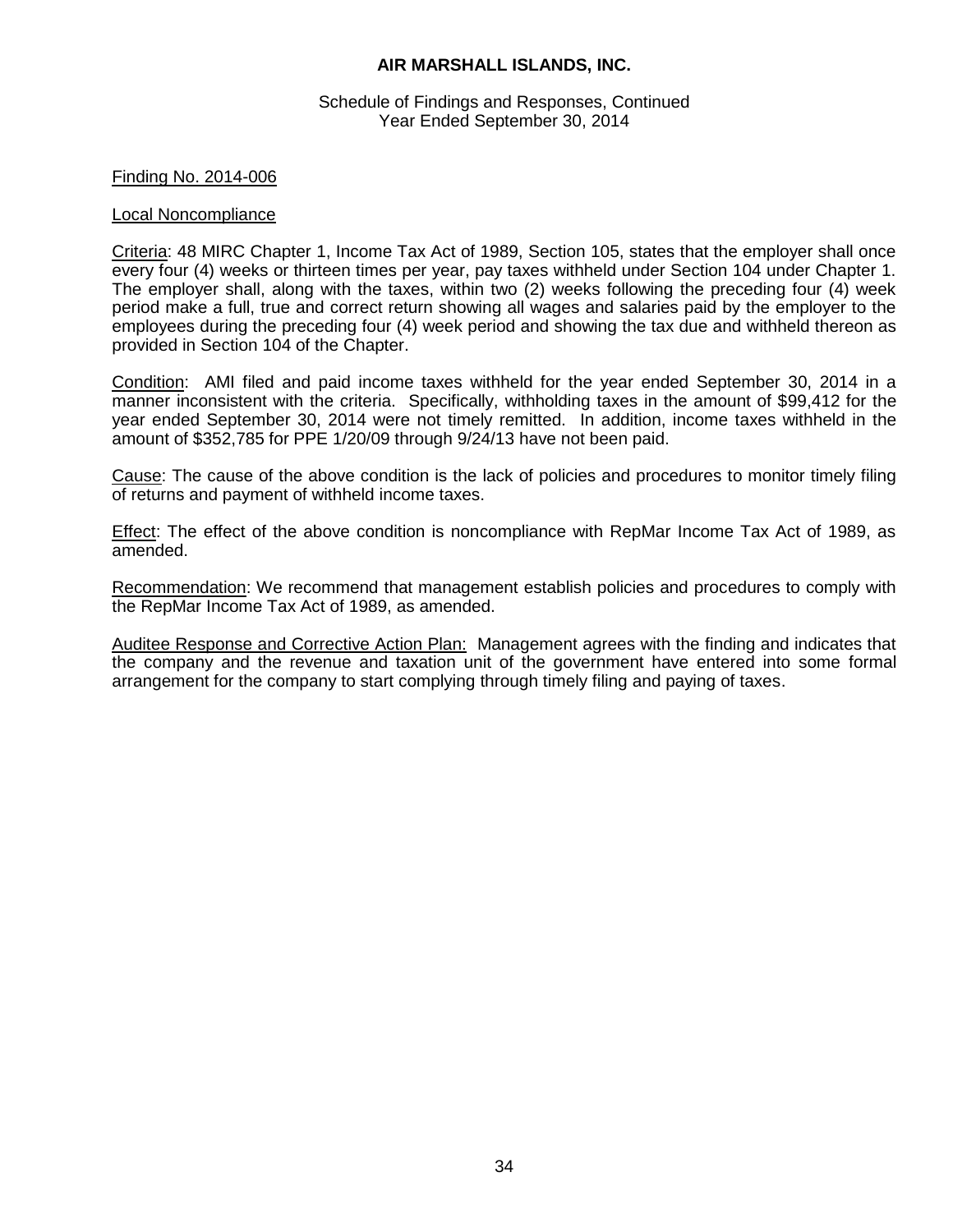**AIR MARSHALL ISLANDS, INC.**

Schedule of Findings and Responses, Continued
Year Ended September 30, 2014

Finding No. 2014-006

Local Noncompliance

Criteria: 48 MIRC Chapter 1, Income Tax Act of 1989, Section 105, states that the employer shall once every four (4) weeks or thirteen times per year, pay taxes withheld under Section 104 under Chapter 1. The employer shall, along with the taxes, within two (2) weeks following the preceding four (4) week period make a full, true and correct return showing all wages and salaries paid by the employer to the employees during the preceding four (4) week period and showing the tax due and withheld thereon as provided in Section 104 of the Chapter.

Condition: AMI filed and paid income taxes withheld for the year ended September 30, 2014 in a manner inconsistent with the criteria. Specifically, withholding taxes in the amount of $99,412 for the year ended September 30, 2014 were not timely remitted. In addition, income taxes withheld in the amount of $352,785 for PPE 1/20/09 through 9/24/13 have not been paid.

Cause: The cause of the above condition is the lack of policies and procedures to monitor timely filing of returns and payment of withheld income taxes.

Effect: The effect of the above condition is noncompliance with RepMar Income Tax Act of 1989, as amended.

Recommendation: We recommend that management establish policies and procedures to comply with the RepMar Income Tax Act of 1989, as amended.

Auditee Response and Corrective Action Plan: Management agrees with the finding and indicates that the company and the revenue and taxation unit of the government have entered into some formal arrangement for the company to start complying through timely filing and paying of taxes.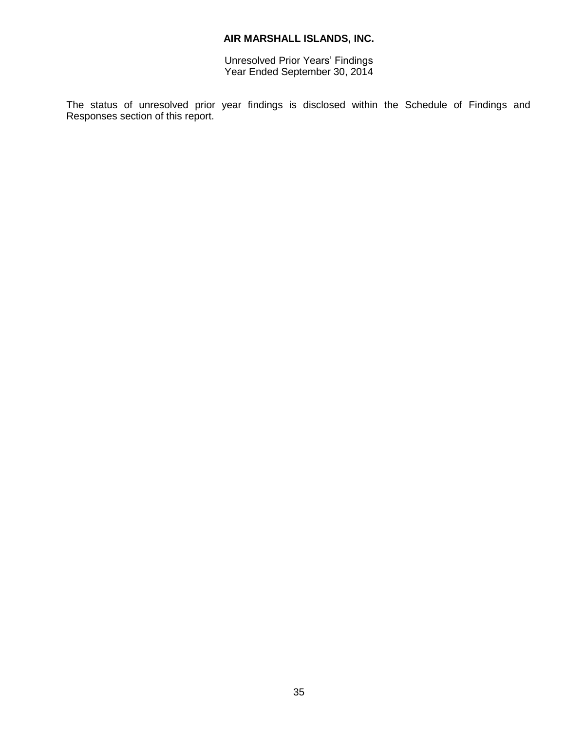# AIR MARSHALL ISLANDS, INC.

Unresolved Prior Years' Findings
Year Ended September 30, 2014

The status of unresolved prior year findings is disclosed within the Schedule of Findings and Responses section of this report.